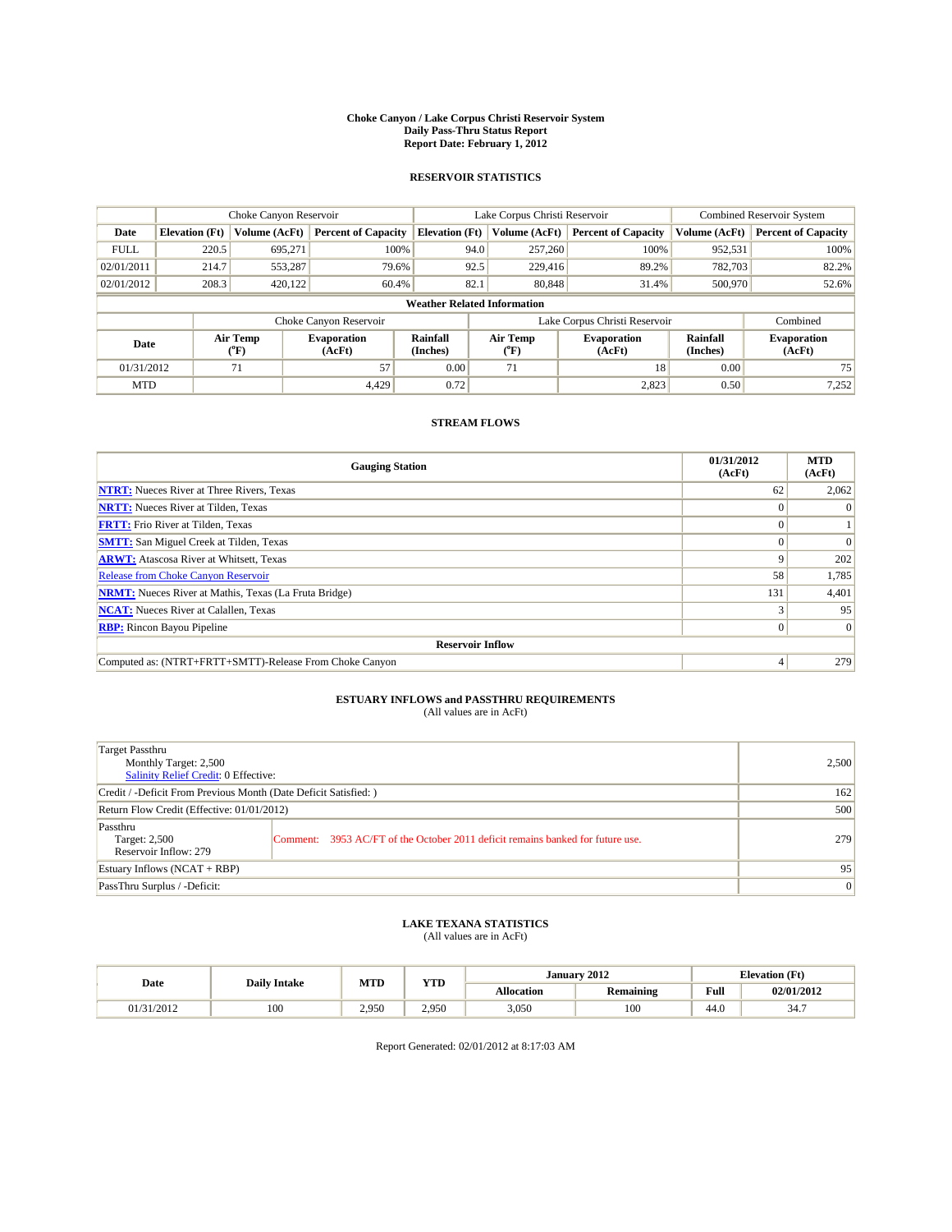**Choke Canyon / Lake Corpus Christi Reservoir System**
**Daily Pass-Thru Status Report**
**Report Date: February 1, 2012**

## RESERVOIR STATISTICS

| | Choke Canyon Reservoir | | | Lake Corpus Christi Reservoir | | | Combined Reservoir System | |
|---|---|---|---|---|---|---|---|---|
| Date | Elevation (Ft) | Volume (AcFt) | Percent of Capacity | Elevation (Ft) | Volume (AcFt) | Percent of Capacity | Volume (AcFt) | Percent of Capacity |
| FULL | 220.5 | 695,271 | 100% | 94.0 | 257,260 | 100% | 952,531 | 100% |
| 02/01/2011 | 214.7 | 553,287 | 79.6% | 92.5 | 229,416 | 89.2% | 782,703 | 82.2% |
| 02/01/2012 | 208.3 | 420,122 | 60.4% | 82.1 | 80,848 | 31.4% | 500,970 | 52.6% |

**Weather Related Information**

| | Choke Canyon Reservoir | | | Lake Corpus Christi Reservoir | | | Combined |
|---|---|---|---|---|---|---|---|
| Date | Air Temp (°F) | Evaporation (AcFt) | Rainfall (Inches) | Air Temp (°F) | Evaporation (AcFt) | Rainfall (Inches) | Evaporation (AcFt) |
| 01/31/2012 | 71 | 57 | 0.00 | 71 | 18 | 0.00 | 75 |
| MTD | | 4,429 | 0.72 | | 2,823 | 0.50 | 7,252 |

## STREAM FLOWS

| Gauging Station | 01/31/2012 (AcFt) | MTD (AcFt) |
|---|---|---|
| **NTRT:** Nueces River at Three Rivers, Texas | 62 | 2,062 |
| **NRTT:** Nueces River at Tilden, Texas | 0 | 0 |
| **FRTT:** Frio River at Tilden, Texas | 0 | 1 |
| **SMTT:** San Miguel Creek at Tilden, Texas | 0 | 0 |
| **ARWT:** Atascosa River at Whitsett, Texas | 9 | 202 |
| Release from Choke Canyon Reservoir | 58 | 1,785 |
| **NRMT:** Nueces River at Mathis, Texas (La Fruta Bridge) | 131 | 4,401 |
| **NCAT:** Nueces River at Calallen, Texas | 3 | 95 |
| **RBP:** Rincon Bayou Pipeline | 0 | 0 |
| **Reservoir Inflow** | | |
| Computed as: (NTRT+FRTT+SMTT)-Release From Choke Canyon | 4 | 279 |

## ESTUARY INFLOWS and PASSTHRU REQUIREMENTS
(All values are in AcFt)

| | | |
|---|---|---|
| Target Passthru<br>Monthly Target: 2,500<br>Salinity Relief Credit: 0 Effective: | | 2,500 |
| Credit / -Deficit From Previous Month (Date Deficit Satisfied: ) | | 162 |
| Return Flow Credit (Effective: 01/01/2012) | | 500 |
| Passthru<br>Target: 2,500<br>Reservoir Inflow: 279 | Comment: 3953 AC/FT of the October 2011 deficit remains banked for future use. | 279 |
| Estuary Inflows (NCAT + RBP) | | 95 |
| PassThru Surplus / -Deficit: | | 0 |

## LAKE TEXANA STATISTICS
(All values are in AcFt)

| Date | Daily Intake | MTD | YTD | January 2012 | | Elevation (Ft) | |
|---|---|---|---|---|---|---|---|
| | | | | Allocation | Remaining | Full | 02/01/2012 |
| 01/31/2012 | 100 | 2,950 | 2,950 | 3,050 | 100 | 44.0 | 34.7 |

Report Generated: 02/01/2012 at 8:17:03 AM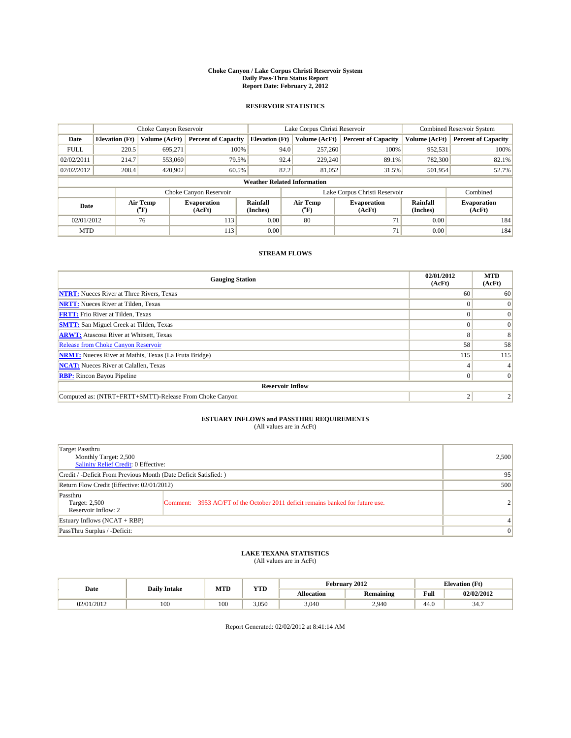**Choke Canyon / Lake Corpus Christi Reservoir System**
**Daily Pass-Thru Status Report**
**Report Date: February 2, 2012**

## RESERVOIR STATISTICS

| | Choke Canyon Reservoir | | | Lake Corpus Christi Reservoir | | | Combined Reservoir System | |
|---|---|---|---|---|---|---|---|---|
| Date | Elevation (Ft) | Volume (AcFt) | Percent of Capacity | Elevation (Ft) | Volume (AcFt) | Percent of Capacity | Volume (AcFt) | Percent of Capacity |
| FULL | 220.5 | 695,271 | 100% | 94.0 | 257,260 | 100% | 952,531 | 100% |
| 02/02/2011 | 214.7 | 553,060 | 79.5% | 92.4 | 229,240 | 89.1% | 782,300 | 82.1% |
| 02/02/2012 | 208.4 | 420,902 | 60.5% | 82.2 | 81,052 | 31.5% | 501,954 | 52.7% |

**Weather Related Information**

| | Choke Canyon Reservoir | | | Lake Corpus Christi Reservoir | | | Combined |
|---|---|---|---|---|---|---|---|
| Date | Air Temp (°F) | Evaporation (AcFt) | Rainfall (Inches) | Air Temp (°F) | Evaporation (AcFt) | Rainfall (Inches) | Evaporation (AcFt) |
| 02/01/2012 | 76 | 113 | 0.00 | 80 | 71 | 0.00 | 184 |
| MTD | | 113 | 0.00 | | 71 | 0.00 | 184 |

## STREAM FLOWS

| Gauging Station | 02/01/2012 (AcFt) | MTD (AcFt) |
|---|---|---|
| NTRT: Nueces River at Three Rivers, Texas | 60 | 60 |
| NRTT: Nueces River at Tilden, Texas | 0 | 0 |
| FRTT: Frio River at Tilden, Texas | 0 | 0 |
| SMTT: San Miguel Creek at Tilden, Texas | 0 | 0 |
| ARWT: Atascosa River at Whitsett, Texas | 8 | 8 |
| Release from Choke Canyon Reservoir | 58 | 58 |
| NRMT: Nueces River at Mathis, Texas (La Fruta Bridge) | 115 | 115 |
| NCAT: Nueces River at Calallen, Texas | 4 | 4 |
| RBP: Rincon Bayou Pipeline | 0 | 0 |
| **Reservoir Inflow** | | |
| Computed as: (NTRT+FRTT+SMTT)-Release From Choke Canyon | 2 | 2 |

## ESTUARY INFLOWS and PASSTHRU REQUIREMENTS

(All values are in AcFt)

| | |
|---|---|
| Target Passthru<br>Monthly Target: 2,500<br>Salinity Relief Credit: 0 Effective: | 2,500 |
| Credit / -Deficit From Previous Month (Date Deficit Satisfied: ) | 95 |
| Return Flow Credit (Effective: 02/01/2012) | 500 |
| Passthru<br>Target: 2,500<br>Reservoir Inflow: 2 — Comment: 3953 AC/FT of the October 2011 deficit remains banked for future use. | 2 |
| Estuary Inflows (NCAT + RBP) | 4 |
| PassThru Surplus / -Deficit: | 0 |

## LAKE TEXANA STATISTICS

(All values are in AcFt)

| Date | Daily Intake | MTD | YTD | February 2012 | | Elevation (Ft) | |
|---|---|---|---|---|---|---|---|
| | | | | Allocation | Remaining | Full | 02/02/2012 |
| 02/01/2012 | 100 | 100 | 3,050 | 3,040 | 2,940 | 44.0 | 34.7 |

Report Generated: 02/02/2012 at 8:41:14 AM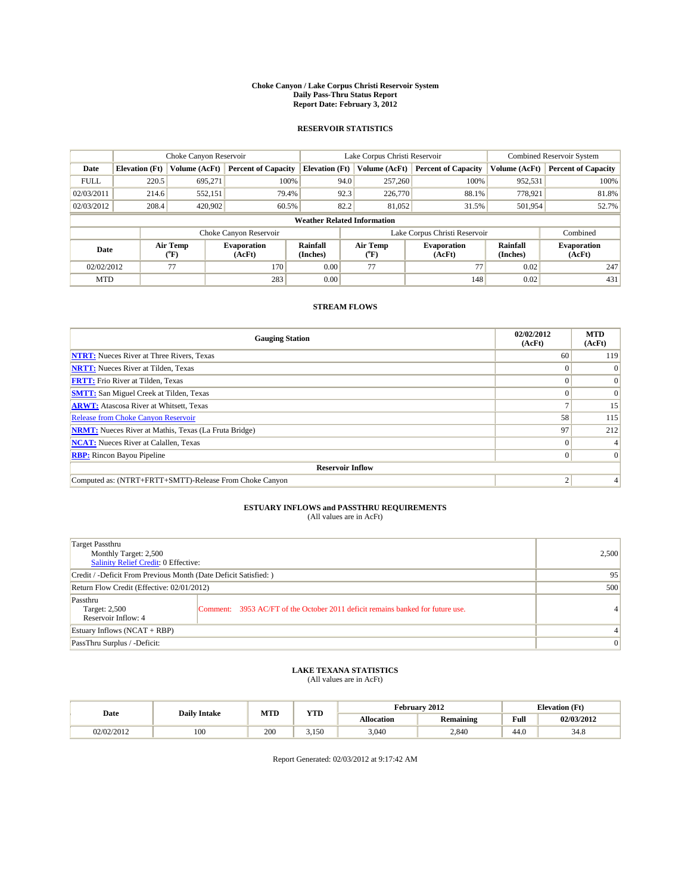# Choke Canyon / Lake Corpus Christi Reservoir System
## Daily Pass-Thru Status Report
## Report Date: February 3, 2012

### RESERVOIR STATISTICS

| | Choke Canyon Reservoir | | | Lake Corpus Christi Reservoir | | | Combined Reservoir System | |
|---|---|---|---|---|---|---|---|---|
| Date | Elevation (Ft) | Volume (AcFt) | Percent of Capacity | Elevation (Ft) | Volume (AcFt) | Percent of Capacity | Volume (AcFt) | Percent of Capacity |
| FULL | 220.5 | 695,271 | 100% | 94.0 | 257,260 | 100% | 952,531 | 100% |
| 02/03/2011 | 214.6 | 552,151 | 79.4% | 92.3 | 226,770 | 88.1% | 778,921 | 81.8% |
| 02/03/2012 | 208.4 | 420,902 | 60.5% | 82.2 | 81,052 | 31.5% | 501,954 | 52.7% |

**Weather Related Information**

| | Choke Canyon Reservoir | | | Lake Corpus Christi Reservoir | | | Combined |
|---|---|---|---|---|---|---|---|
| Date | Air Temp (°F) | Evaporation (AcFt) | Rainfall (Inches) | Air Temp (°F) | Evaporation (AcFt) | Rainfall (Inches) | Evaporation (AcFt) |
| 02/02/2012 | 77 | 170 | 0.00 | 77 | 77 | 0.02 | 247 |
| MTD | | 283 | 0.00 | | 148 | 0.02 | 431 |

### STREAM FLOWS

| Gauging Station | 02/02/2012 (AcFt) | MTD (AcFt) |
|---|---|---|
| NTRT: Nueces River at Three Rivers, Texas | 60 | 119 |
| NRTT: Nueces River at Tilden, Texas | 0 | 0 |
| FRTT: Frio River at Tilden, Texas | 0 | 0 |
| SMTT: San Miguel Creek at Tilden, Texas | 0 | 0 |
| ARWT: Atascosa River at Whitsett, Texas | 7 | 15 |
| Release from Choke Canyon Reservoir | 58 | 115 |
| NRMT: Nueces River at Mathis, Texas (La Fruta Bridge) | 97 | 212 |
| NCAT: Nueces River at Calallen, Texas | 0 | 4 |
| RBP: Rincon Bayou Pipeline | 0 | 0 |
| **Reservoir Inflow** | | |
| Computed as: (NTRT+FRTT+SMTT)-Release From Choke Canyon | 2 | 4 |

### ESTUARY INFLOWS and PASSTHRU REQUIREMENTS
(All values are in AcFt)

| | | |
|---|---|---|
| Target Passthru<br>Monthly Target: 2,500<br>Salinity Relief Credit: 0 Effective: | | 2,500 |
| Credit / -Deficit From Previous Month (Date Deficit Satisfied: ) | | 95 |
| Return Flow Credit (Effective: 02/01/2012) | | 500 |
| Passthru<br>Target: 2,500<br>Reservoir Inflow: 4 | Comment: 3953 AC/FT of the October 2011 deficit remains banked for future use. | 4 |
| Estuary Inflows (NCAT + RBP) | | 4 |
| PassThru Surplus / -Deficit: | | 0 |

### LAKE TEXANA STATISTICS
(All values are in AcFt)

| Date | Daily Intake | MTD | YTD | February 2012 | | Elevation (Ft) | |
|---|---|---|---|---|---|---|---|
| | | | | Allocation | Remaining | Full | 02/03/2012 |
| 02/02/2012 | 100 | 200 | 3,150 | 3,040 | 2,840 | 44.0 | 34.8 |

Report Generated: 02/03/2012 at 9:17:42 AM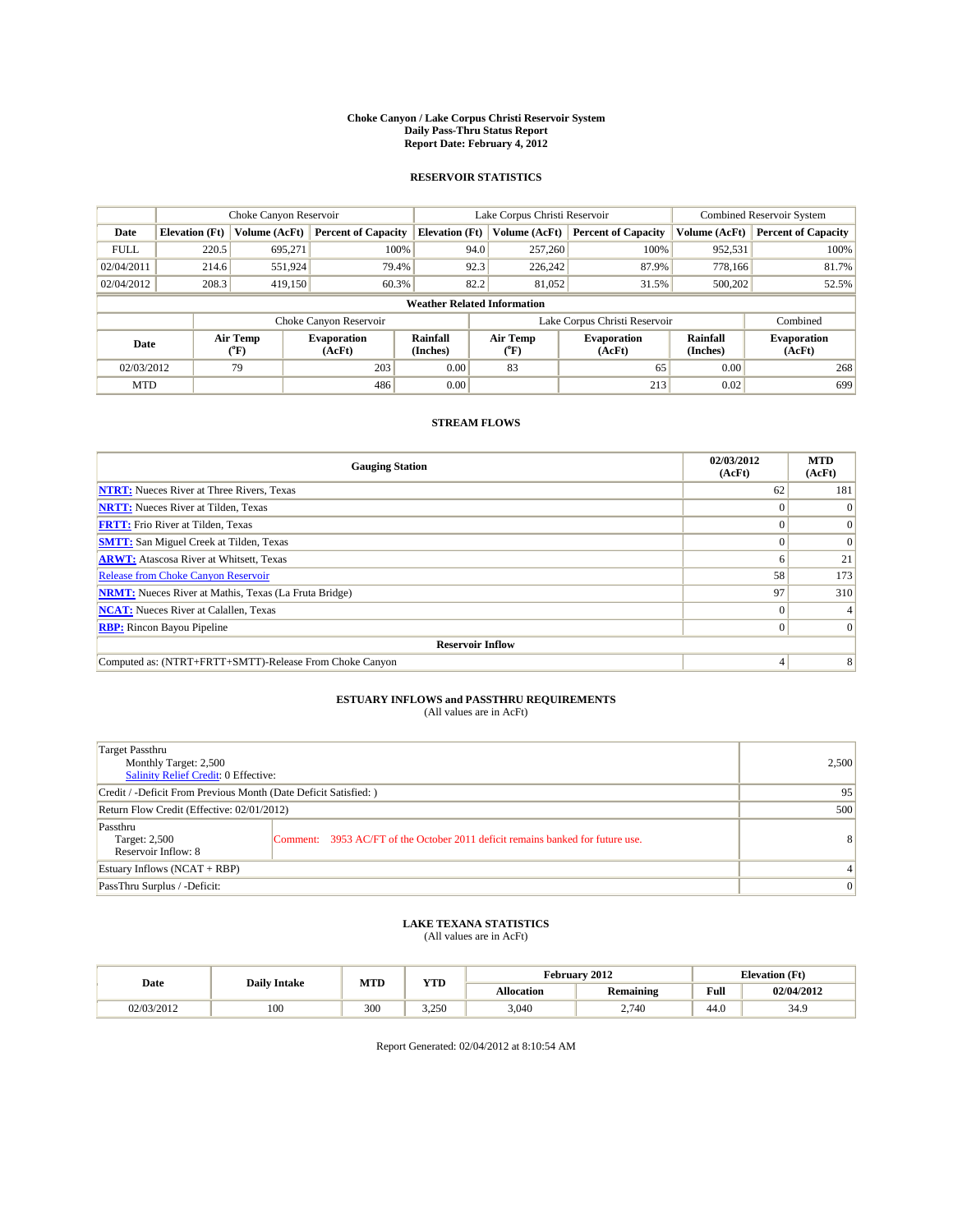# Choke Canyon / Lake Corpus Christi Reservoir System
## Daily Pass-Thru Status Report
## Report Date: February 4, 2012

### RESERVOIR STATISTICS

| | Choke Canyon Reservoir | | | Lake Corpus Christi Reservoir | | | Combined Reservoir System | |
|---|---|---|---|---|---|---|---|---|
| Date | Elevation (Ft) | Volume (AcFt) | Percent of Capacity | Elevation (Ft) | Volume (AcFt) | Percent of Capacity | Volume (AcFt) | Percent of Capacity |
| FULL | 220.5 | 695,271 | 100% | 94.0 | 257,260 | 100% | 952,531 | 100% |
| 02/04/2011 | 214.6 | 551,924 | 79.4% | 92.3 | 226,242 | 87.9% | 778,166 | 81.7% |
| 02/04/2012 | 208.3 | 419,150 | 60.3% | 82.2 | 81,052 | 31.5% | 500,202 | 52.5% |

**Weather Related Information**

| | Choke Canyon Reservoir | | | Lake Corpus Christi Reservoir | | | Combined |
|---|---|---|---|---|---|---|---|
| Date | Air Temp (°F) | Evaporation (AcFt) | Rainfall (Inches) | Air Temp (°F) | Evaporation (AcFt) | Rainfall (Inches) | Evaporation (AcFt) |
| 02/03/2012 | 79 | 203 | 0.00 | 83 | 65 | 0.00 | 268 |
| MTD | | 486 | 0.00 | | 213 | 0.02 | 699 |

### STREAM FLOWS

| Gauging Station | 02/03/2012 (AcFt) | MTD (AcFt) |
|---|---|---|
| NTRT: Nueces River at Three Rivers, Texas | 62 | 181 |
| NRTT: Nueces River at Tilden, Texas | 0 | 0 |
| FRTT: Frio River at Tilden, Texas | 0 | 0 |
| SMTT: San Miguel Creek at Tilden, Texas | 0 | 0 |
| ARWT: Atascosa River at Whitsett, Texas | 6 | 21 |
| Release from Choke Canyon Reservoir | 58 | 173 |
| NRMT: Nueces River at Mathis, Texas (La Fruta Bridge) | 97 | 310 |
| NCAT: Nueces River at Calallen, Texas | 0 | 4 |
| RBP: Rincon Bayou Pipeline | 0 | 0 |
| **Reservoir Inflow** | | |
| Computed as: (NTRT+FRTT+SMTT)-Release From Choke Canyon | 4 | 8 |

### ESTUARY INFLOWS and PASSTHRU REQUIREMENTS
(All values are in AcFt)

| | | |
|---|---|---|
| Target Passthru<br>Monthly Target: 2,500<br>Salinity Relief Credit: 0 Effective: | | 2,500 |
| Credit / -Deficit From Previous Month (Date Deficit Satisfied: ) | | 95 |
| Return Flow Credit (Effective: 02/01/2012) | | 500 |
| Passthru<br>Target: 2,500<br>Reservoir Inflow: 8 | Comment: 3953 AC/FT of the October 2011 deficit remains banked for future use. | 8 |
| Estuary Inflows (NCAT + RBP) | | 4 |
| PassThru Surplus / -Deficit: | | 0 |

### LAKE TEXANA STATISTICS
(All values are in AcFt)

| Date | Daily Intake | MTD | YTD | February 2012 | | Elevation (Ft) | |
|---|---|---|---|---|---|---|---|
| | | | | Allocation | Remaining | Full | 02/04/2012 |
| 02/03/2012 | 100 | 300 | 3,250 | 3,040 | 2,740 | 44.0 | 34.9 |

Report Generated: 02/04/2012 at 8:10:54 AM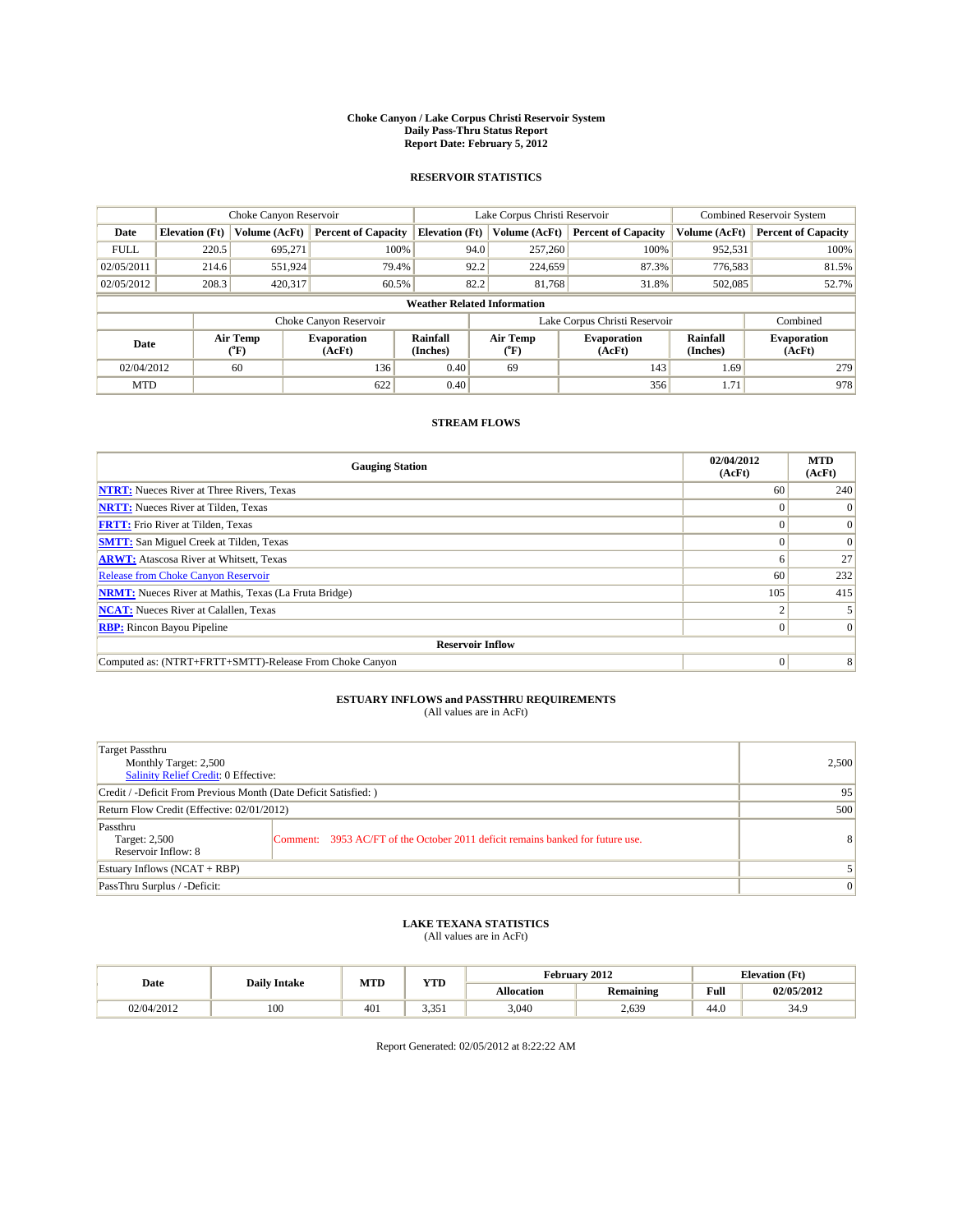**Choke Canyon / Lake Corpus Christi Reservoir System**
**Daily Pass-Thru Status Report**
**Report Date: February 5, 2012**

## RESERVOIR STATISTICS

| | Choke Canyon Reservoir | | | Lake Corpus Christi Reservoir | | | Combined Reservoir System | |
|---|---|---|---|---|---|---|---|---|
| Date | Elevation (Ft) | Volume (AcFt) | Percent of Capacity | Elevation (Ft) | Volume (AcFt) | Percent of Capacity | Volume (AcFt) | Percent of Capacity |
| FULL | 220.5 | 695,271 | 100% | 94.0 | 257,260 | 100% | 952,531 | 100% |
| 02/05/2011 | 214.6 | 551,924 | 79.4% | 92.2 | 224,659 | 87.3% | 776,583 | 81.5% |
| 02/05/2012 | 208.3 | 420,317 | 60.5% | 82.2 | 81,768 | 31.8% | 502,085 | 52.7% |

**Weather Related Information**

| | Choke Canyon Reservoir | | | Lake Corpus Christi Reservoir | | | Combined |
|---|---|---|---|---|---|---|---|
| Date | Air Temp (°F) | Evaporation (AcFt) | Rainfall (Inches) | Air Temp (°F) | Evaporation (AcFt) | Rainfall (Inches) | Evaporation (AcFt) |
| 02/04/2012 | 60 | 136 | 0.40 | 69 | 143 | 1.69 | 279 |
| MTD | | 622 | 0.40 | | 356 | 1.71 | 978 |

## STREAM FLOWS

| Gauging Station | 02/04/2012 (AcFt) | MTD (AcFt) |
|---|---|---|
| **NTRT:** Nueces River at Three Rivers, Texas | 60 | 240 |
| **NRTT:** Nueces River at Tilden, Texas | 0 | 0 |
| **FRTT:** Frio River at Tilden, Texas | 0 | 0 |
| **SMTT:** San Miguel Creek at Tilden, Texas | 0 | 0 |
| **ARWT:** Atascosa River at Whitsett, Texas | 6 | 27 |
| Release from Choke Canyon Reservoir | 60 | 232 |
| **NRMT:** Nueces River at Mathis, Texas (La Fruta Bridge) | 105 | 415 |
| **NCAT:** Nueces River at Calallen, Texas | 2 | 5 |
| **RBP:** Rincon Bayou Pipeline | 0 | 0 |
| **Reservoir Inflow** | | |
| Computed as: (NTRT+FRTT+SMTT)-Release From Choke Canyon | 0 | 8 |

## ESTUARY INFLOWS and PASSTHRU REQUIREMENTS
(All values are in AcFt)

| | |
|---|---|
| Target Passthru<br>Monthly Target: 2,500<br>Salinity Relief Credit: 0 Effective: | 2,500 |
| Credit / -Deficit From Previous Month (Date Deficit Satisfied: ) | 95 |
| Return Flow Credit (Effective: 02/01/2012) | 500 |
| Passthru<br>Target: 2,500<br>Reservoir Inflow: 8 — Comment: 3953 AC/FT of the October 2011 deficit remains banked for future use. | 8 |
| Estuary Inflows (NCAT + RBP) | 5 |
| PassThru Surplus / -Deficit: | 0 |

## LAKE TEXANA STATISTICS
(All values are in AcFt)

| Date | Daily Intake | MTD | YTD | February 2012 | | Elevation (Ft) | |
|---|---|---|---|---|---|---|---|
| | | | | Allocation | Remaining | Full | 02/05/2012 |
| 02/04/2012 | 100 | 401 | 3,351 | 3,040 | 2,639 | 44.0 | 34.9 |

Report Generated: 02/05/2012 at 8:22:22 AM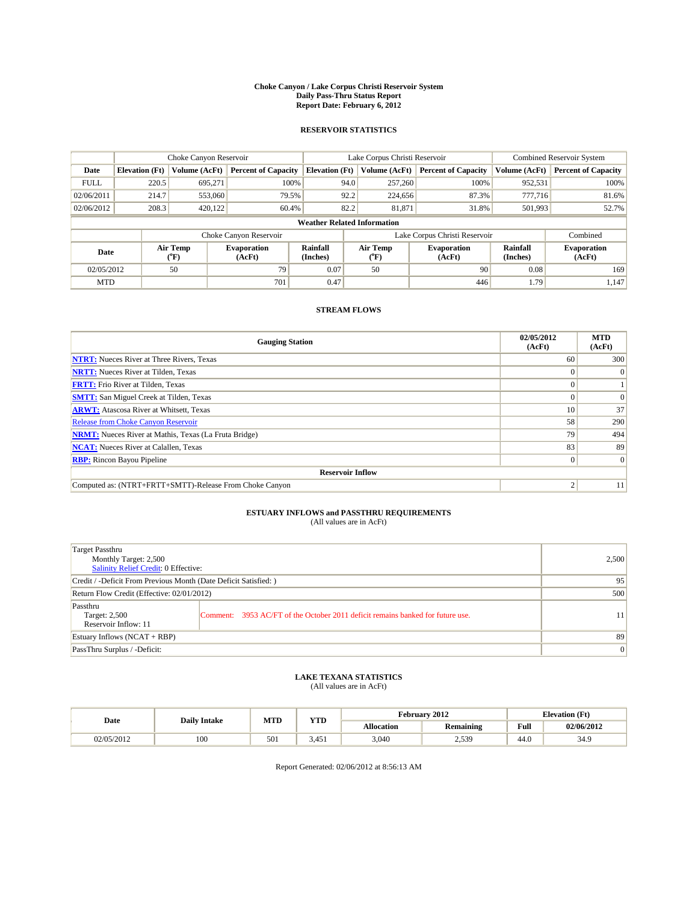# Choke Canyon / Lake Corpus Christi Reservoir System
## Daily Pass-Thru Status Report
## Report Date: February 6, 2012

### RESERVOIR STATISTICS

| | Choke Canyon Reservoir | | | Lake Corpus Christi Reservoir | | | Combined Reservoir System | |
|---|---|---|---|---|---|---|---|---|
| Date | Elevation (Ft) | Volume (AcFt) | Percent of Capacity | Elevation (Ft) | Volume (AcFt) | Percent of Capacity | Volume (AcFt) | Percent of Capacity |
| FULL | 220.5 | 695,271 | 100% | 94.0 | 257,260 | 100% | 952,531 | 100% |
| 02/06/2011 | 214.7 | 553,060 | 79.5% | 92.2 | 224,656 | 87.3% | 777,716 | 81.6% |
| 02/06/2012 | 208.3 | 420,122 | 60.4% | 82.2 | 81,871 | 31.8% | 501,993 | 52.7% |

**Weather Related Information**

| | Choke Canyon Reservoir | | | Lake Corpus Christi Reservoir | | | Combined |
|---|---|---|---|---|---|---|---|
| Date | Air Temp (°F) | Evaporation (AcFt) | Rainfall (Inches) | Air Temp (°F) | Evaporation (AcFt) | Rainfall (Inches) | Evaporation (AcFt) |
| 02/05/2012 | 50 | 79 | 0.07 | 50 | 90 | 0.08 | 169 |
| MTD | | 701 | 0.47 | | 446 | 1.79 | 1,147 |

### STREAM FLOWS

| Gauging Station | 02/05/2012 (AcFt) | MTD (AcFt) |
|---|---|---|
| NTRT: Nueces River at Three Rivers, Texas | 60 | 300 |
| NRTT: Nueces River at Tilden, Texas | 0 | 0 |
| FRTT: Frio River at Tilden, Texas | 0 | 1 |
| SMTT: San Miguel Creek at Tilden, Texas | 0 | 0 |
| ARWT: Atascosa River at Whitsett, Texas | 10 | 37 |
| Release from Choke Canyon Reservoir | 58 | 290 |
| NRMT: Nueces River at Mathis, Texas (La Fruta Bridge) | 79 | 494 |
| NCAT: Nueces River at Calallen, Texas | 83 | 89 |
| RBP: Rincon Bayou Pipeline | 0 | 0 |
| **Reservoir Inflow** | | |
| Computed as: (NTRT+FRTT+SMTT)-Release From Choke Canyon | 2 | 11 |

### ESTUARY INFLOWS and PASSTHRU REQUIREMENTS
(All values are in AcFt)

| | |
|---|---|
| Target Passthru<br>Monthly Target: 2,500<br>Salinity Relief Credit: 0 Effective: | 2,500 |
| Credit / -Deficit From Previous Month (Date Deficit Satisfied: ) | 95 |
| Return Flow Credit (Effective: 02/01/2012) | 500 |
| Passthru<br>Target: 2,500<br>Reservoir Inflow: 11 — Comment: 3953 AC/FT of the October 2011 deficit remains banked for future use. | 11 |
| Estuary Inflows (NCAT + RBP) | 89 |
| PassThru Surplus / -Deficit: | 0 |

### LAKE TEXANA STATISTICS
(All values are in AcFt)

| Date | Daily Intake | MTD | YTD | February 2012 | | Elevation (Ft) | |
|---|---|---|---|---|---|---|---|
| | | | | Allocation | Remaining | Full | 02/06/2012 |
| 02/05/2012 | 100 | 501 | 3,451 | 3,040 | 2,539 | 44.0 | 34.9 |

Report Generated: 02/06/2012 at 8:56:13 AM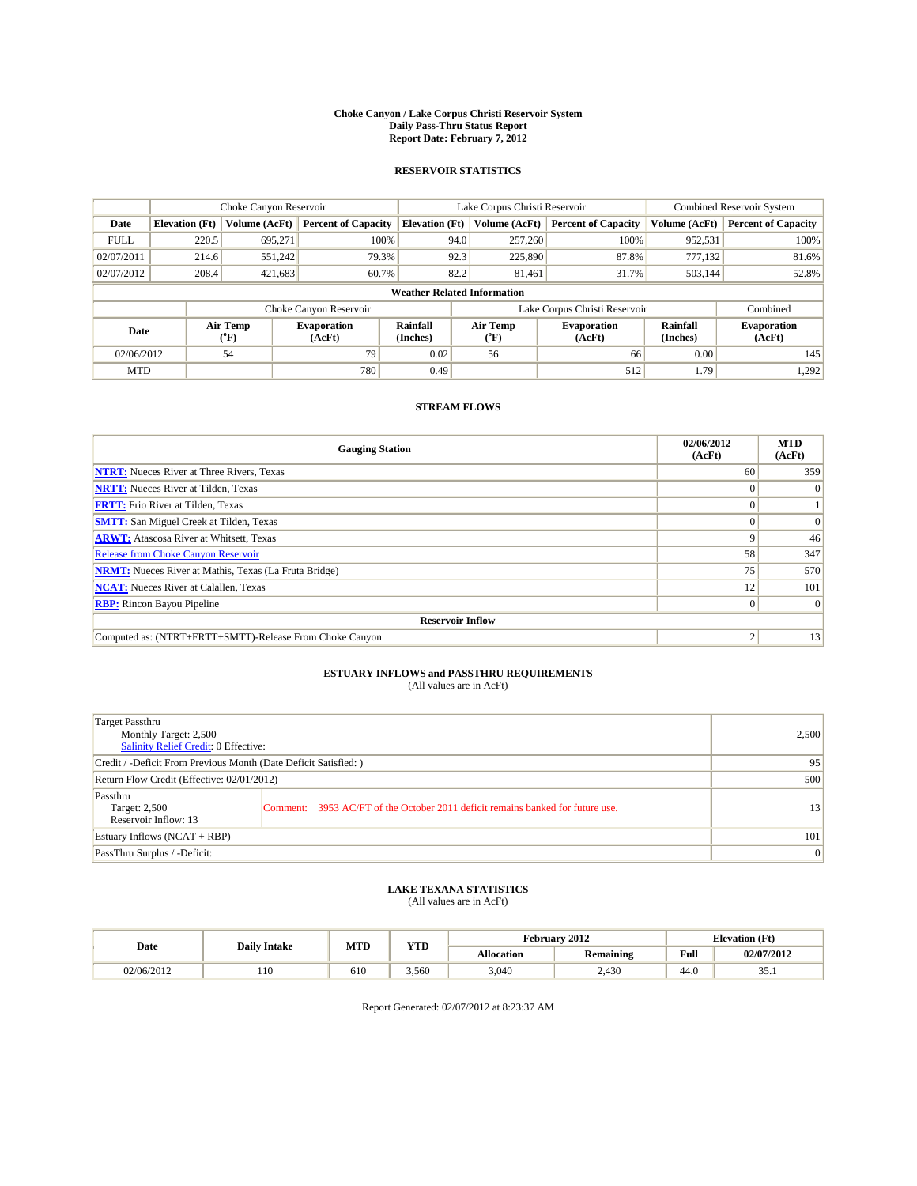**Choke Canyon / Lake Corpus Christi Reservoir System**
**Daily Pass-Thru Status Report**
**Report Date: February 7, 2012**

## RESERVOIR STATISTICS

| | Choke Canyon Reservoir | | | Lake Corpus Christi Reservoir | | | Combined Reservoir System | |
|---|---|---|---|---|---|---|---|---|
| **Date** | **Elevation (Ft)** | **Volume (AcFt)** | **Percent of Capacity** | **Elevation (Ft)** | **Volume (AcFt)** | **Percent of Capacity** | **Volume (AcFt)** | **Percent of Capacity** |
| FULL | 220.5 | 695,271 | 100% | 94.0 | 257,260 | 100% | 952,531 | 100% |
| 02/07/2011 | 214.6 | 551,242 | 79.3% | 92.3 | 225,890 | 87.8% | 777,132 | 81.6% |
| 02/07/2012 | 208.4 | 421,683 | 60.7% | 82.2 | 81,461 | 31.7% | 503,144 | 52.8% |

**Weather Related Information**

| | Choke Canyon Reservoir | | | Lake Corpus Christi Reservoir | | | Combined |
|---|---|---|---|---|---|---|---|
| **Date** | **Air Temp (°F)** | **Evaporation (AcFt)** | **Rainfall (Inches)** | **Air Temp (°F)** | **Evaporation (AcFt)** | **Rainfall (Inches)** | **Evaporation (AcFt)** |
| 02/06/2012 | 54 | 79 | 0.02 | 56 | 66 | 0.00 | 145 |
| MTD | | 780 | 0.49 | | 512 | 1.79 | 1,292 |

## STREAM FLOWS

| Gauging Station | 02/06/2012 (AcFt) | MTD (AcFt) |
|---|---|---|
| **NTRT:** Nueces River at Three Rivers, Texas | 60 | 359 |
| **NRTT:** Nueces River at Tilden, Texas | 0 | 0 |
| **FRTT:** Frio River at Tilden, Texas | 0 | 1 |
| **SMTT:** San Miguel Creek at Tilden, Texas | 0 | 0 |
| **ARWT:** Atascosa River at Whitsett, Texas | 9 | 46 |
| Release from Choke Canyon Reservoir | 58 | 347 |
| **NRMT:** Nueces River at Mathis, Texas (La Fruta Bridge) | 75 | 570 |
| **NCAT:** Nueces River at Calallen, Texas | 12 | 101 |
| **RBP:** Rincon Bayou Pipeline | 0 | 0 |
| **Reservoir Inflow** | | |
| Computed as: (NTRT+FRTT+SMTT)-Release From Choke Canyon | 2 | 13 |

## ESTUARY INFLOWS and PASSTHRU REQUIREMENTS
(All values are in AcFt)

| | | |
|---|---|---|
| Target Passthru<br>Monthly Target: 2,500<br>Salinity Relief Credit: 0 Effective: | | 2,500 |
| Credit / -Deficit From Previous Month (Date Deficit Satisfied: ) | | 95 |
| Return Flow Credit (Effective: 02/01/2012) | | 500 |
| Passthru<br>Target: 2,500<br>Reservoir Inflow: 13 | Comment: 3953 AC/FT of the October 2011 deficit remains banked for future use. | 13 |
| Estuary Inflows (NCAT + RBP) | | 101 |
| PassThru Surplus / -Deficit: | | 0 |

## LAKE TEXANA STATISTICS
(All values are in AcFt)

| Date | Daily Intake | MTD | YTD | February 2012 | | Elevation (Ft) | |
|---|---|---|---|---|---|---|---|
| | | | | **Allocation** | **Remaining** | **Full** | **02/07/2012** |
| 02/06/2012 | 110 | 610 | 3,560 | 3,040 | 2,430 | 44.0 | 35.1 |

Report Generated: 02/07/2012 at 8:23:37 AM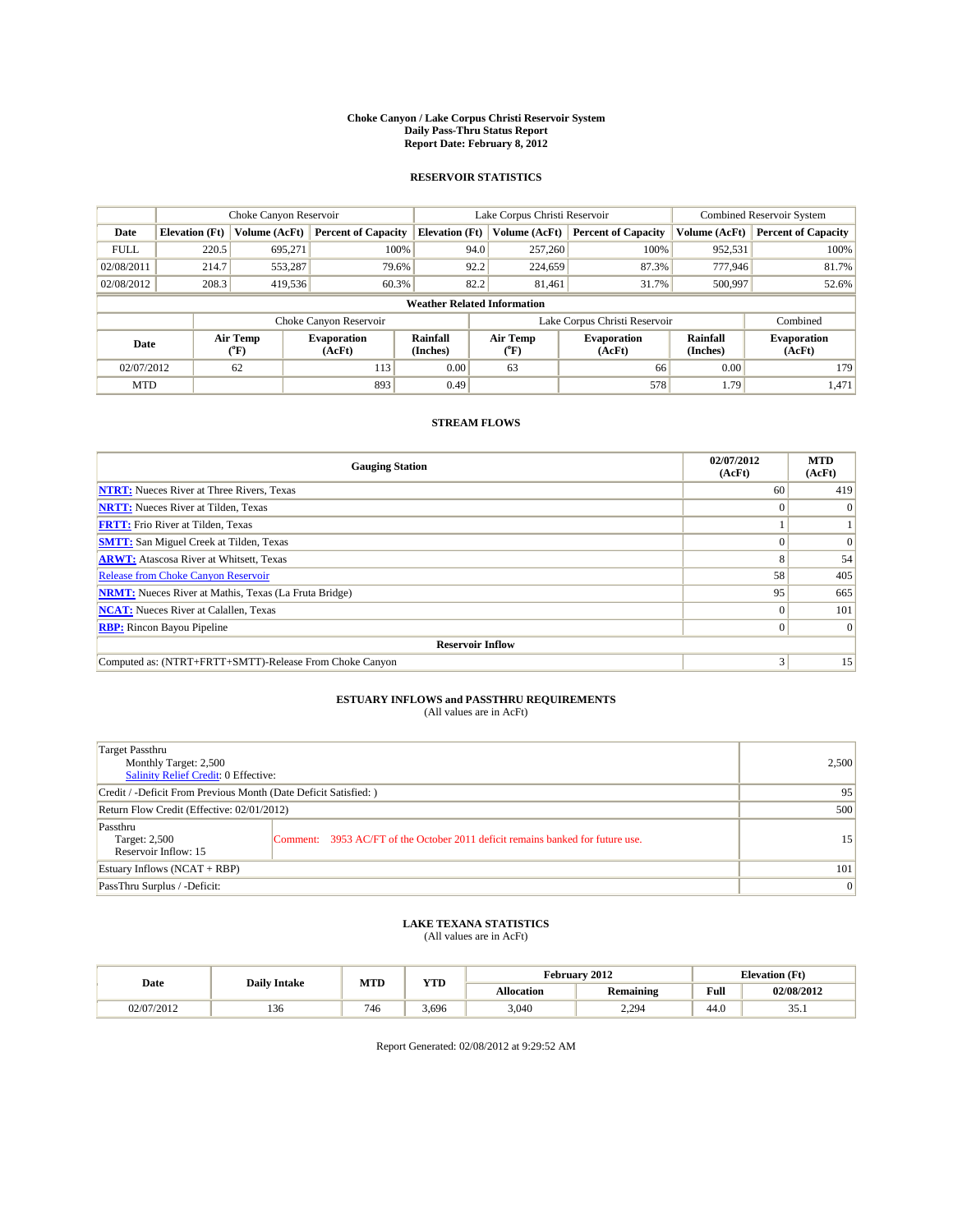# Choke Canyon / Lake Corpus Christi Reservoir System
## Daily Pass-Thru Status Report
### Report Date: February 8, 2012

## RESERVOIR STATISTICS

| | Choke Canyon Reservoir | | | Lake Corpus Christi Reservoir | | | Combined Reservoir System | |
|---|---|---|---|---|---|---|---|---|
| Date | Elevation (Ft) | Volume (AcFt) | Percent of Capacity | Elevation (Ft) | Volume (AcFt) | Percent of Capacity | Volume (AcFt) | Percent of Capacity |
| FULL | 220.5 | 695,271 | 100% | 94.0 | 257,260 | 100% | 952,531 | 100% |
| 02/08/2011 | 214.7 | 553,287 | 79.6% | 92.2 | 224,659 | 87.3% | 777,946 | 81.7% |
| 02/08/2012 | 208.3 | 419,536 | 60.3% | 82.2 | 81,461 | 31.7% | 500,997 | 52.6% |

**Weather Related Information**

| | Choke Canyon Reservoir | | | Lake Corpus Christi Reservoir | | | Combined |
|---|---|---|---|---|---|---|---|
| Date | Air Temp (°F) | Evaporation (AcFt) | Rainfall (Inches) | Air Temp (°F) | Evaporation (AcFt) | Rainfall (Inches) | Evaporation (AcFt) |
| 02/07/2012 | 62 | 113 | 0.00 | 63 | 66 | 0.00 | 179 |
| MTD | | 893 | 0.49 | | 578 | 1.79 | 1,471 |

## STREAM FLOWS

| Gauging Station | 02/07/2012 (AcFt) | MTD (AcFt) |
|---|---|---|
| NTRT: Nueces River at Three Rivers, Texas | 60 | 419 |
| NRTT: Nueces River at Tilden, Texas | 0 | 0 |
| FRTT: Frio River at Tilden, Texas | 1 | 1 |
| SMTT: San Miguel Creek at Tilden, Texas | 0 | 0 |
| ARWT: Atascosa River at Whitsett, Texas | 8 | 54 |
| Release from Choke Canyon Reservoir | 58 | 405 |
| NRMT: Nueces River at Mathis, Texas (La Fruta Bridge) | 95 | 665 |
| NCAT: Nueces River at Calallen, Texas | 0 | 101 |
| RBP: Rincon Bayou Pipeline | 0 | 0 |
| **Reservoir Inflow** | | |
| Computed as: (NTRT+FRTT+SMTT)-Release From Choke Canyon | 3 | 15 |

## ESTUARY INFLOWS and PASSTHRU REQUIREMENTS
(All values are in AcFt)

| | |
|---|---|
| Target Passthru<br>Monthly Target: 2,500<br>Salinity Relief Credit: 0 Effective: | 2,500 |
| Credit / -Deficit From Previous Month (Date Deficit Satisfied: ) | 95 |
| Return Flow Credit (Effective: 02/01/2012) | 500 |
| Passthru<br>Target: 2,500<br>Reservoir Inflow: 15<br>Comment: 3953 AC/FT of the October 2011 deficit remains banked for future use. | 15 |
| Estuary Inflows (NCAT + RBP) | 101 |
| PassThru Surplus / -Deficit: | 0 |

## LAKE TEXANA STATISTICS
(All values are in AcFt)

| Date | Daily Intake | MTD | YTD | February 2012 | | Elevation (Ft) | |
|---|---|---|---|---|---|---|---|
| | | | | Allocation | Remaining | Full | 02/08/2012 |
| 02/07/2012 | 136 | 746 | 3,696 | 3,040 | 2,294 | 44.0 | 35.1 |

Report Generated: 02/08/2012 at 9:29:52 AM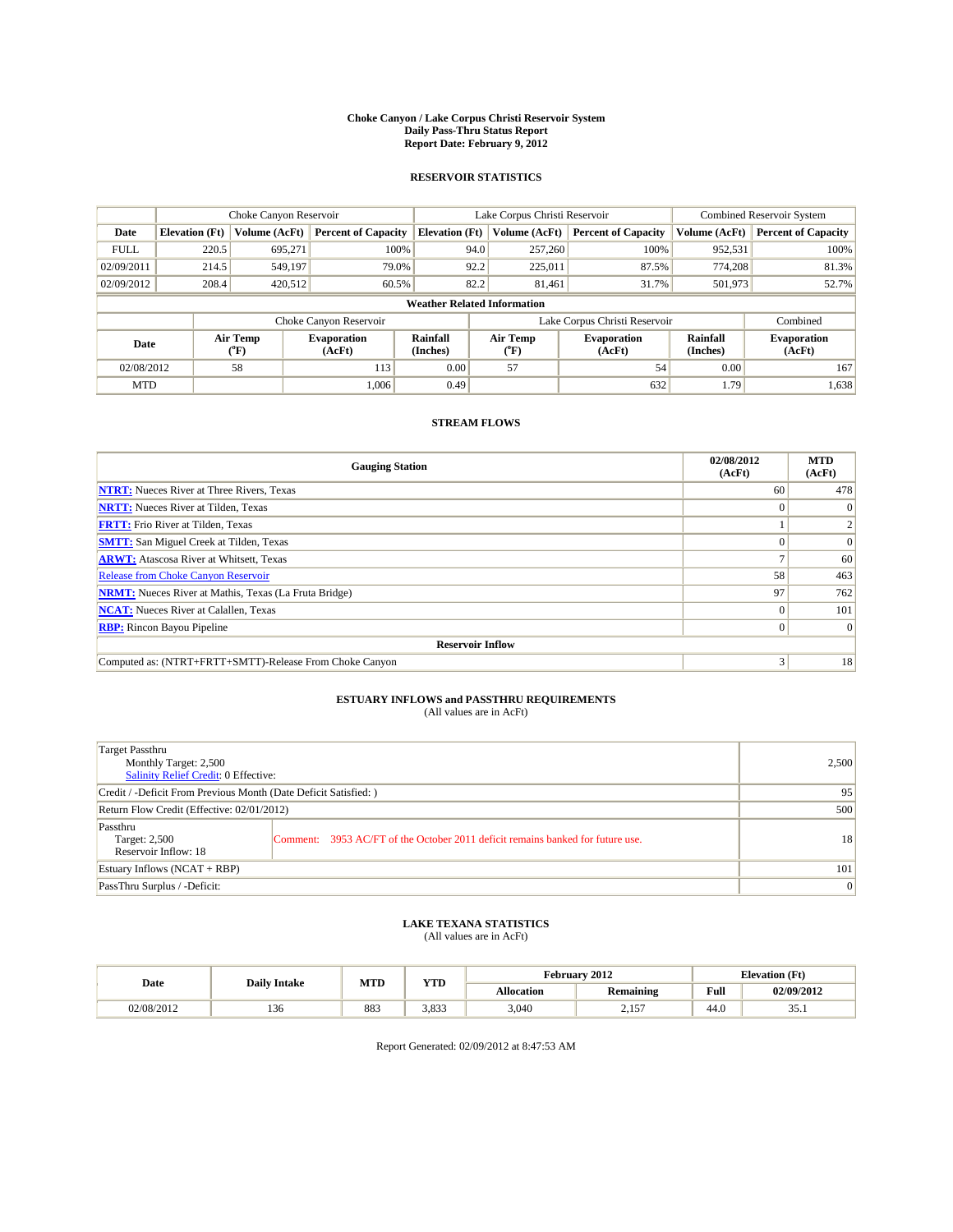# Choke Canyon / Lake Corpus Christi Reservoir System
## Daily Pass-Thru Status Report
## Report Date: February 9, 2012

### RESERVOIR STATISTICS

| | Choke Canyon Reservoir | | | Lake Corpus Christi Reservoir | | | Combined Reservoir System | |
|---|---|---|---|---|---|---|---|---|
| Date | Elevation (Ft) | Volume (AcFt) | Percent of Capacity | Elevation (Ft) | Volume (AcFt) | Percent of Capacity | Volume (AcFt) | Percent of Capacity |
| FULL | 220.5 | 695,271 | 100% | 94.0 | 257,260 | 100% | 952,531 | 100% |
| 02/09/2011 | 214.5 | 549,197 | 79.0% | 92.2 | 225,011 | 87.5% | 774,208 | 81.3% |
| 02/09/2012 | 208.4 | 420,512 | 60.5% | 82.2 | 81,461 | 31.7% | 501,973 | 52.7% |

**Weather Related Information**

| | Choke Canyon Reservoir | | | Lake Corpus Christi Reservoir | | | Combined |
|---|---|---|---|---|---|---|---|
| Date | Air Temp (°F) | Evaporation (AcFt) | Rainfall (Inches) | Air Temp (°F) | Evaporation (AcFt) | Rainfall (Inches) | Evaporation (AcFt) |
| 02/08/2012 | 58 | 113 | 0.00 | 57 | 54 | 0.00 | 167 |
| MTD | | 1,006 | 0.49 | | 632 | 1.79 | 1,638 |

### STREAM FLOWS

| Gauging Station | 02/08/2012 (AcFt) | MTD (AcFt) |
|---|---|---|
| **NTRT:** Nueces River at Three Rivers, Texas | 60 | 478 |
| **NRTT:** Nueces River at Tilden, Texas | 0 | 0 |
| **FRTT:** Frio River at Tilden, Texas | 1 | 2 |
| **SMTT:** San Miguel Creek at Tilden, Texas | 0 | 0 |
| **ARWT:** Atascosa River at Whitsett, Texas | 7 | 60 |
| Release from Choke Canyon Reservoir | 58 | 463 |
| **NRMT:** Nueces River at Mathis, Texas (La Fruta Bridge) | 97 | 762 |
| **NCAT:** Nueces River at Calallen, Texas | 0 | 101 |
| **RBP:** Rincon Bayou Pipeline | 0 | 0 |
| **Reservoir Inflow** | | |
| Computed as: (NTRT+FRTT+SMTT)-Release From Choke Canyon | 3 | 18 |

### ESTUARY INFLOWS and PASSTHRU REQUIREMENTS
(All values are in AcFt)

| | | |
|---|---|---|
| Target Passthru<br>Monthly Target: 2,500<br>Salinity Relief Credit: 0 Effective: | | 2,500 |
| Credit / -Deficit From Previous Month (Date Deficit Satisfied: ) | | 95 |
| Return Flow Credit (Effective: 02/01/2012) | | 500 |
| Passthru<br>Target: 2,500<br>Reservoir Inflow: 18 | Comment: 3953 AC/FT of the October 2011 deficit remains banked for future use. | 18 |
| Estuary Inflows (NCAT + RBP) | | 101 |
| PassThru Surplus / -Deficit: | | 0 |

### LAKE TEXANA STATISTICS
(All values are in AcFt)

| Date | Daily Intake | MTD | YTD | February 2012 | | Elevation (Ft) | |
|---|---|---|---|---|---|---|---|
| | | | | Allocation | Remaining | Full | 02/09/2012 |
| 02/08/2012 | 136 | 883 | 3,833 | 3,040 | 2,157 | 44.0 | 35.1 |

Report Generated: 02/09/2012 at 8:47:53 AM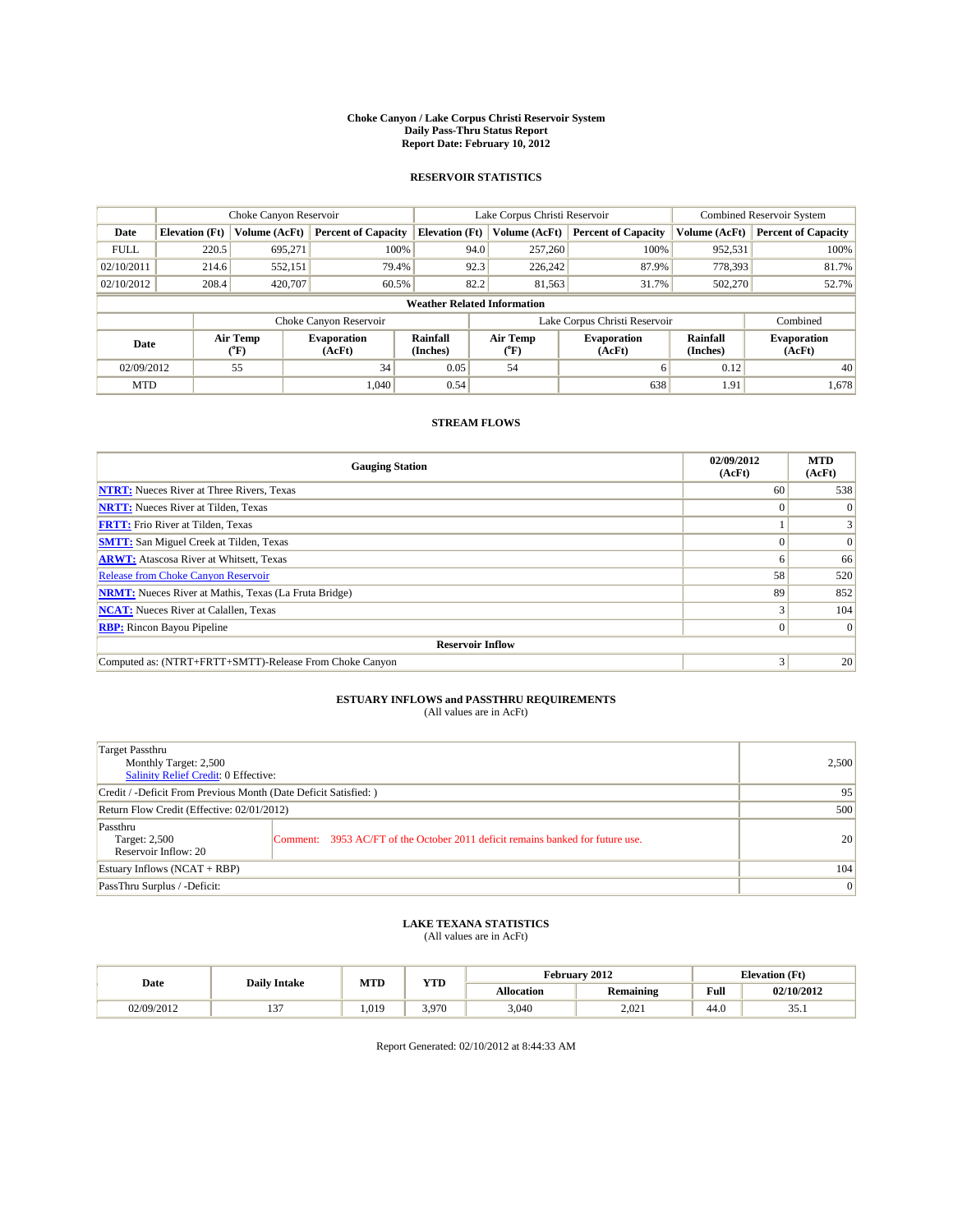# Choke Canyon / Lake Corpus Christi Reservoir System
## Daily Pass-Thru Status Report
### Report Date: February 10, 2012

## RESERVOIR STATISTICS

| | Choke Canyon Reservoir | | | Lake Corpus Christi Reservoir | | | Combined Reservoir System | |
|---|---|---|---|---|---|---|---|---|
| Date | Elevation (Ft) | Volume (AcFt) | Percent of Capacity | Elevation (Ft) | Volume (AcFt) | Percent of Capacity | Volume (AcFt) | Percent of Capacity |
| FULL | 220.5 | 695,271 | 100% | 94.0 | 257,260 | 100% | 952,531 | 100% |
| 02/10/2011 | 214.6 | 552,151 | 79.4% | 92.3 | 226,242 | 87.9% | 778,393 | 81.7% |
| 02/10/2012 | 208.4 | 420,707 | 60.5% | 82.2 | 81,563 | 31.7% | 502,270 | 52.7% |

**Weather Related Information**

| | Choke Canyon Reservoir | | | Lake Corpus Christi Reservoir | | | Combined |
|---|---|---|---|---|---|---|---|
| Date | Air Temp (°F) | Evaporation (AcFt) | Rainfall (Inches) | Air Temp (°F) | Evaporation (AcFt) | Rainfall (Inches) | Evaporation (AcFt) |
| 02/09/2012 | 55 | 34 | 0.05 | 54 | 6 | 0.12 | 40 |
| MTD | | 1,040 | 0.54 | | 638 | 1.91 | 1,678 |

## STREAM FLOWS

| Gauging Station | 02/09/2012 (AcFt) | MTD (AcFt) |
|---|---|---|
| NTRT: Nueces River at Three Rivers, Texas | 60 | 538 |
| NRTT: Nueces River at Tilden, Texas | 0 | 0 |
| FRTT: Frio River at Tilden, Texas | 1 | 3 |
| SMTT: San Miguel Creek at Tilden, Texas | 0 | 0 |
| ARWT: Atascosa River at Whitsett, Texas | 6 | 66 |
| Release from Choke Canyon Reservoir | 58 | 520 |
| NRMT: Nueces River at Mathis, Texas (La Fruta Bridge) | 89 | 852 |
| NCAT: Nueces River at Calallen, Texas | 3 | 104 |
| RBP: Rincon Bayou Pipeline | 0 | 0 |
| **Reservoir Inflow** | | |
| Computed as: (NTRT+FRTT+SMTT)-Release From Choke Canyon | 3 | 20 |

## ESTUARY INFLOWS and PASSTHRU REQUIREMENTS
(All values are in AcFt)

| | | |
|---|---|---|
| Target Passthru<br>Monthly Target: 2,500<br>Salinity Relief Credit: 0 Effective: | | 2,500 |
| Credit / -Deficit From Previous Month (Date Deficit Satisfied: ) | | 95 |
| Return Flow Credit (Effective: 02/01/2012) | | 500 |
| Passthru<br>Target: 2,500<br>Reservoir Inflow: 20 | Comment: 3953 AC/FT of the October 2011 deficit remains banked for future use. | 20 |
| Estuary Inflows (NCAT + RBP) | | 104 |
| PassThru Surplus / -Deficit: | | 0 |

## LAKE TEXANA STATISTICS
(All values are in AcFt)

| Date | Daily Intake | MTD | YTD | February 2012 | | Elevation (Ft) | |
|---|---|---|---|---|---|---|---|
| | | | | Allocation | Remaining | Full | 02/10/2012 |
| 02/09/2012 | 137 | 1,019 | 3,970 | 3,040 | 2,021 | 44.0 | 35.1 |

Report Generated: 02/10/2012 at 8:44:33 AM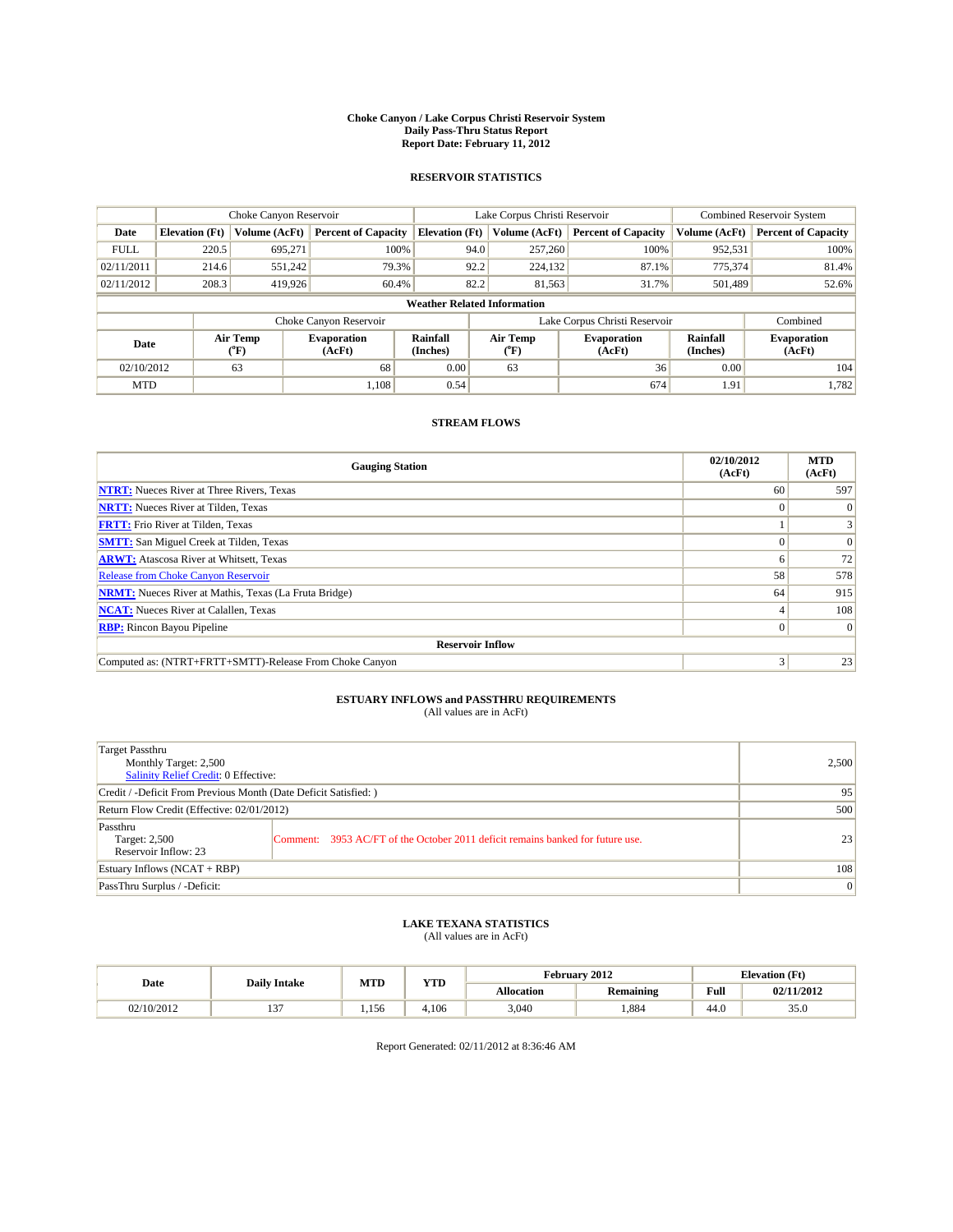**Choke Canyon / Lake Corpus Christi Reservoir System**
**Daily Pass-Thru Status Report**
**Report Date: February 11, 2012**

## RESERVOIR STATISTICS

| | Choke Canyon Reservoir | | | Lake Corpus Christi Reservoir | | | Combined Reservoir System | |
|---|---|---|---|---|---|---|---|---|
| Date | Elevation (Ft) | Volume (AcFt) | Percent of Capacity | Elevation (Ft) | Volume (AcFt) | Percent of Capacity | Volume (AcFt) | Percent of Capacity |
| FULL | 220.5 | 695,271 | 100% | 94.0 | 257,260 | 100% | 952,531 | 100% |
| 02/11/2011 | 214.6 | 551,242 | 79.3% | 92.2 | 224,132 | 87.1% | 775,374 | 81.4% |
| 02/11/2012 | 208.3 | 419,926 | 60.4% | 82.2 | 81,563 | 31.7% | 501,489 | 52.6% |

**Weather Related Information**

| | Choke Canyon Reservoir | | | Lake Corpus Christi Reservoir | | | Combined |
|---|---|---|---|---|---|---|---|
| Date | Air Temp (°F) | Evaporation (AcFt) | Rainfall (Inches) | Air Temp (°F) | Evaporation (AcFt) | Rainfall (Inches) | Evaporation (AcFt) |
| 02/10/2012 | 63 | 68 | 0.00 | 63 | 36 | 0.00 | 104 |
| MTD | | 1,108 | 0.54 | | 674 | 1.91 | 1,782 |

## STREAM FLOWS

| Gauging Station | 02/10/2012 (AcFt) | MTD (AcFt) |
|---|---|---|
| NTRT: Nueces River at Three Rivers, Texas | 60 | 597 |
| NRTT: Nueces River at Tilden, Texas | 0 | 0 |
| FRTT: Frio River at Tilden, Texas | 1 | 3 |
| SMTT: San Miguel Creek at Tilden, Texas | 0 | 0 |
| ARWT: Atascosa River at Whitsett, Texas | 6 | 72 |
| Release from Choke Canyon Reservoir | 58 | 578 |
| NRMT: Nueces River at Mathis, Texas (La Fruta Bridge) | 64 | 915 |
| NCAT: Nueces River at Calallen, Texas | 4 | 108 |
| RBP: Rincon Bayou Pipeline | 0 | 0 |
| **Reservoir Inflow** | | |
| Computed as: (NTRT+FRTT+SMTT)-Release From Choke Canyon | 3 | 23 |

## ESTUARY INFLOWS and PASSTHRU REQUIREMENTS
(All values are in AcFt)

| | | |
|---|---|---|
| Target Passthru<br>Monthly Target: 2,500<br>Salinity Relief Credit: 0 Effective: | | 2,500 |
| Credit / -Deficit From Previous Month (Date Deficit Satisfied: ) | | 95 |
| Return Flow Credit (Effective: 02/01/2012) | | 500 |
| Passthru<br>Target: 2,500<br>Reservoir Inflow: 23 | Comment: 3953 AC/FT of the October 2011 deficit remains banked for future use. | 23 |
| Estuary Inflows (NCAT + RBP) | | 108 |
| PassThru Surplus / -Deficit: | | 0 |

## LAKE TEXANA STATISTICS
(All values are in AcFt)

| Date | Daily Intake | MTD | YTD | February 2012 | | Elevation (Ft) | |
|---|---|---|---|---|---|---|---|
| | | | | Allocation | Remaining | Full | 02/11/2012 |
| 02/10/2012 | 137 | 1,156 | 4,106 | 3,040 | 1,884 | 44.0 | 35.0 |

Report Generated: 02/11/2012 at 8:36:46 AM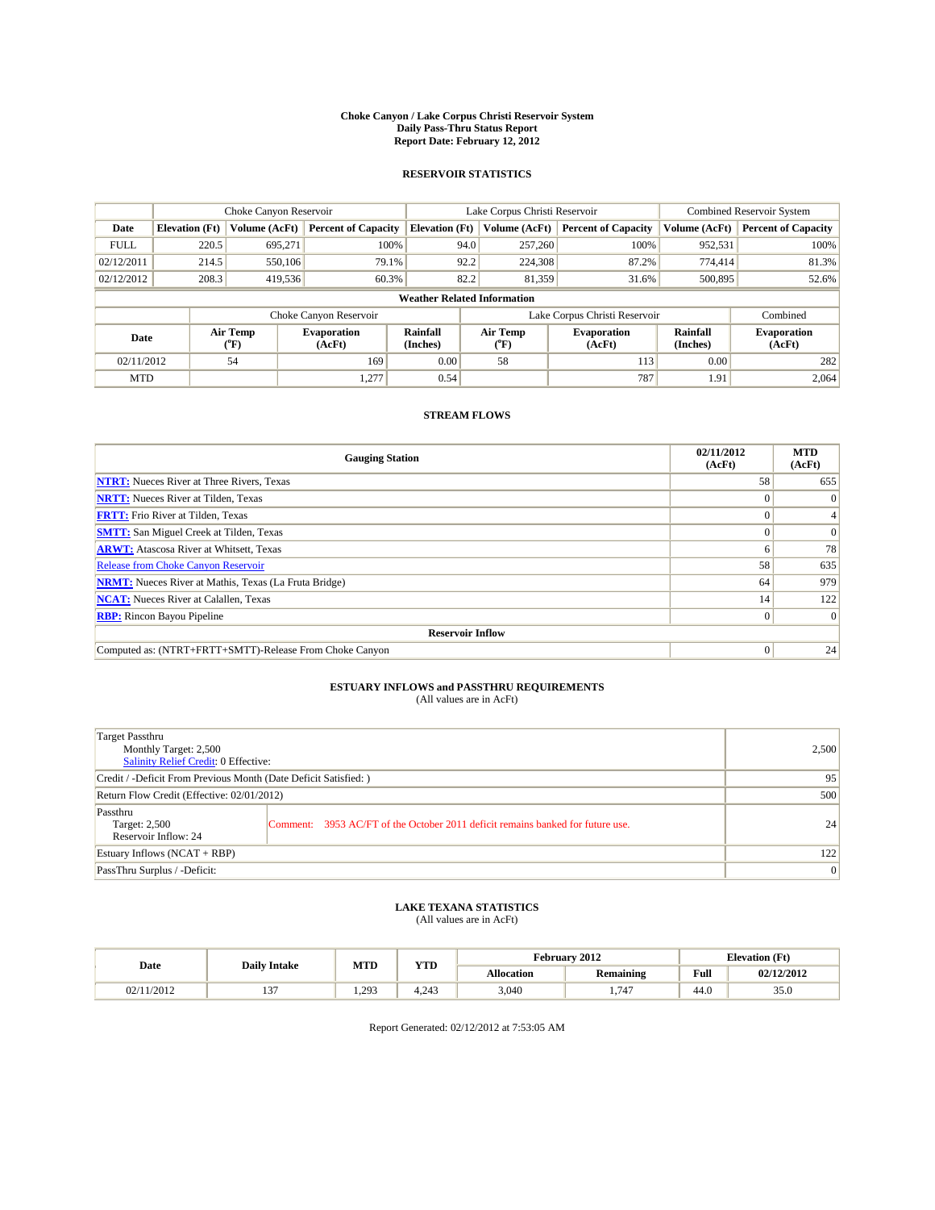# Choke Canyon / Lake Corpus Christi Reservoir System
## Daily Pass-Thru Status Report
### Report Date: February 12, 2012

## RESERVOIR STATISTICS

| | Choke Canyon Reservoir | | | Lake Corpus Christi Reservoir | | | Combined Reservoir System | |
|---|---|---|---|---|---|---|---|---|
| Date | Elevation (Ft) | Volume (AcFt) | Percent of Capacity | Elevation (Ft) | Volume (AcFt) | Percent of Capacity | Volume (AcFt) | Percent of Capacity |
| FULL | 220.5 | 695,271 | 100% | 94.0 | 257,260 | 100% | 952,531 | 100% |
| 02/12/2011 | 214.5 | 550,106 | 79.1% | 92.2 | 224,308 | 87.2% | 774,414 | 81.3% |
| 02/12/2012 | 208.3 | 419,536 | 60.3% | 82.2 | 81,359 | 31.6% | 500,895 | 52.6% |

**Weather Related Information**

| | Choke Canyon Reservoir | | | Lake Corpus Christi Reservoir | | | Combined |
|---|---|---|---|---|---|---|---|
| Date | Air Temp (°F) | Evaporation (AcFt) | Rainfall (Inches) | Air Temp (°F) | Evaporation (AcFt) | Rainfall (Inches) | Evaporation (AcFt) |
| 02/11/2012 | 54 | 169 | 0.00 | 58 | 113 | 0.00 | 282 |
| MTD | | 1,277 | 0.54 | | 787 | 1.91 | 2,064 |

## STREAM FLOWS

| Gauging Station | 02/11/2012 (AcFt) | MTD (AcFt) |
|---|---|---|
| **NTRT:** Nueces River at Three Rivers, Texas | 58 | 655 |
| **NRTT:** Nueces River at Tilden, Texas | 0 | 0 |
| **FRTT:** Frio River at Tilden, Texas | 0 | 4 |
| **SMTT:** San Miguel Creek at Tilden, Texas | 0 | 0 |
| **ARWT:** Atascosa River at Whitsett, Texas | 6 | 78 |
| Release from Choke Canyon Reservoir | 58 | 635 |
| **NRMT:** Nueces River at Mathis, Texas (La Fruta Bridge) | 64 | 979 |
| **NCAT:** Nueces River at Calallen, Texas | 14 | 122 |
| **RBP:** Rincon Bayou Pipeline | 0 | 0 |
| **Reservoir Inflow** | | |
| Computed as: (NTRT+FRTT+SMTT)-Release From Choke Canyon | 0 | 24 |

## ESTUARY INFLOWS and PASSTHRU REQUIREMENTS
(All values are in AcFt)

| | | |
|---|---|---|
| Target Passthru<br>Monthly Target: 2,500<br>Salinity Relief Credit: 0 Effective: | | 2,500 |
| Credit / -Deficit From Previous Month (Date Deficit Satisfied: ) | | 95 |
| Return Flow Credit (Effective: 02/01/2012) | | 500 |
| Passthru<br>Target: 2,500<br>Reservoir Inflow: 24 | Comment: 3953 AC/FT of the October 2011 deficit remains banked for future use. | 24 |
| Estuary Inflows (NCAT + RBP) | | 122 |
| PassThru Surplus / -Deficit: | | 0 |

## LAKE TEXANA STATISTICS
(All values are in AcFt)

| Date | Daily Intake | MTD | YTD | February 2012 | | Elevation (Ft) | |
|---|---|---|---|---|---|---|---|
| | | | | Allocation | Remaining | Full | 02/12/2012 |
| 02/11/2012 | 137 | 1,293 | 4,243 | 3,040 | 1,747 | 44.0 | 35.0 |

Report Generated: 02/12/2012 at 7:53:05 AM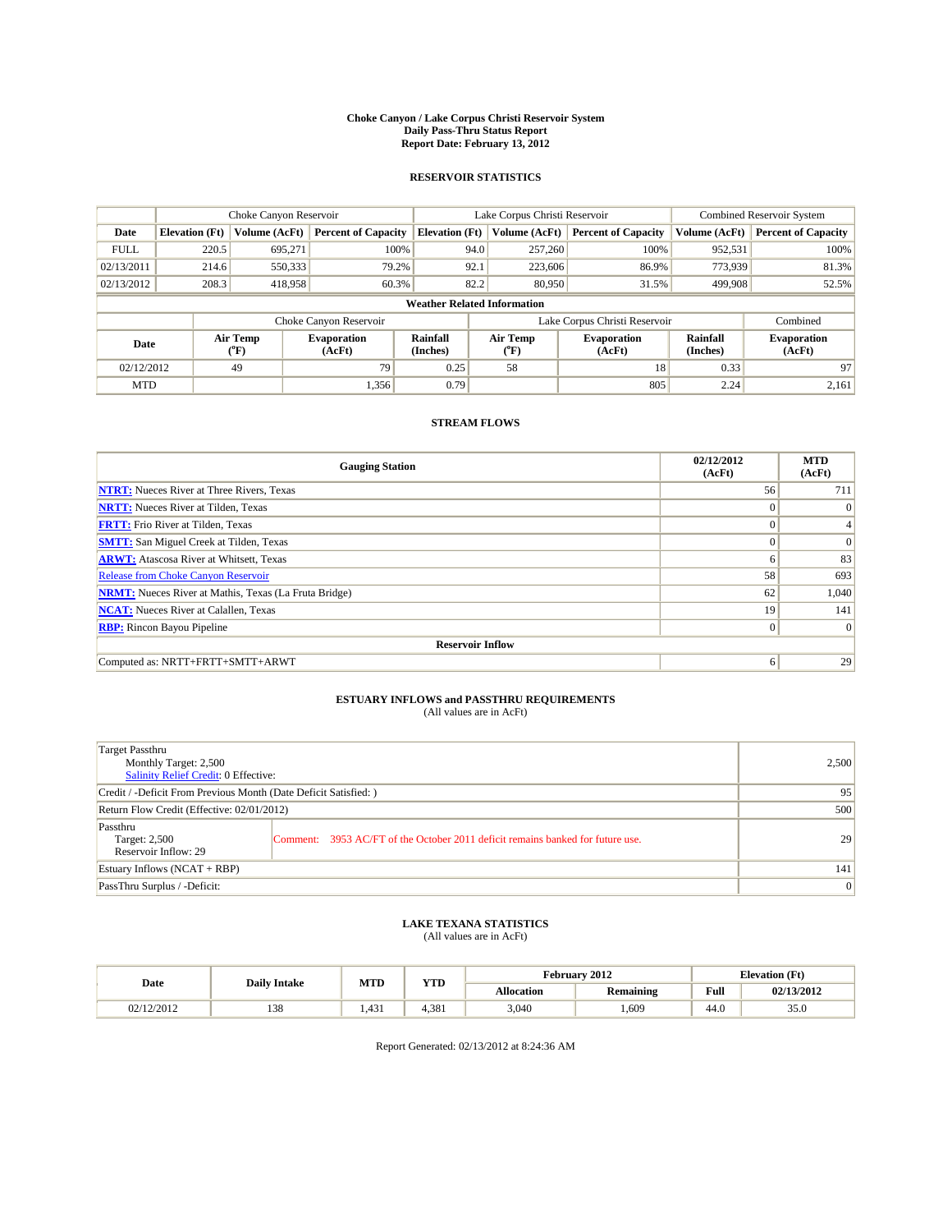# Choke Canyon / Lake Corpus Christi Reservoir System
## Daily Pass-Thru Status Report
### Report Date: February 13, 2012

## RESERVOIR STATISTICS

| | Choke Canyon Reservoir | | | Lake Corpus Christi Reservoir | | | Combined Reservoir System | |
|---|---|---|---|---|---|---|---|---|
| Date | Elevation (Ft) | Volume (AcFt) | Percent of Capacity | Elevation (Ft) | Volume (AcFt) | Percent of Capacity | Volume (AcFt) | Percent of Capacity |
| FULL | 220.5 | 695,271 | 100% | 94.0 | 257,260 | 100% | 952,531 | 100% |
| 02/13/2011 | 214.6 | 550,333 | 79.2% | 92.1 | 223,606 | 86.9% | 773,939 | 81.3% |
| 02/13/2012 | 208.3 | 418,958 | 60.3% | 82.2 | 80,950 | 31.5% | 499,908 | 52.5% |

**Weather Related Information**

| | Choke Canyon Reservoir | | | Lake Corpus Christi Reservoir | | | Combined |
|---|---|---|---|---|---|---|---|
| Date | Air Temp (°F) | Evaporation (AcFt) | Rainfall (Inches) | Air Temp (°F) | Evaporation (AcFt) | Rainfall (Inches) | Evaporation (AcFt) |
| 02/12/2012 | 49 | 79 | 0.25 | 58 | 18 | 0.33 | 97 |
| MTD | | 1,356 | 0.79 | | 805 | 2.24 | 2,161 |

## STREAM FLOWS

| Gauging Station | 02/12/2012 (AcFt) | MTD (AcFt) |
|---|---|---|
| NTRT: Nueces River at Three Rivers, Texas | 56 | 711 |
| NRTT: Nueces River at Tilden, Texas | 0 | 0 |
| FRTT: Frio River at Tilden, Texas | 0 | 4 |
| SMTT: San Miguel Creek at Tilden, Texas | 0 | 0 |
| ARWT: Atascosa River at Whitsett, Texas | 6 | 83 |
| Release from Choke Canyon Reservoir | 58 | 693 |
| NRMT: Nueces River at Mathis, Texas (La Fruta Bridge) | 62 | 1,040 |
| NCAT: Nueces River at Calallen, Texas | 19 | 141 |
| RBP: Rincon Bayou Pipeline | 0 | 0 |
| **Reservoir Inflow** | | |
| Computed as: NRTT+FRTT+SMTT+ARWT | 6 | 29 |

## ESTUARY INFLOWS and PASSTHRU REQUIREMENTS
(All values are in AcFt)

| | | |
|---|---|---|
| Target Passthru<br>Monthly Target: 2,500<br>Salinity Relief Credit: 0 Effective: | | 2,500 |
| Credit / -Deficit From Previous Month (Date Deficit Satisfied: ) | | 95 |
| Return Flow Credit (Effective: 02/01/2012) | | 500 |
| Passthru<br>Target: 2,500<br>Reservoir Inflow: 29 | Comment: 3953 AC/FT of the October 2011 deficit remains banked for future use. | 29 |
| Estuary Inflows (NCAT + RBP) | | 141 |
| PassThru Surplus / -Deficit: | | 0 |

## LAKE TEXANA STATISTICS
(All values are in AcFt)

| Date | Daily Intake | MTD | YTD | February 2012 | | Elevation (Ft) | |
|---|---|---|---|---|---|---|---|
| | | | | Allocation | Remaining | Full | 02/13/2012 |
| 02/12/2012 | 138 | 1,431 | 4,381 | 3,040 | 1,609 | 44.0 | 35.0 |

Report Generated: 02/13/2012 at 8:24:36 AM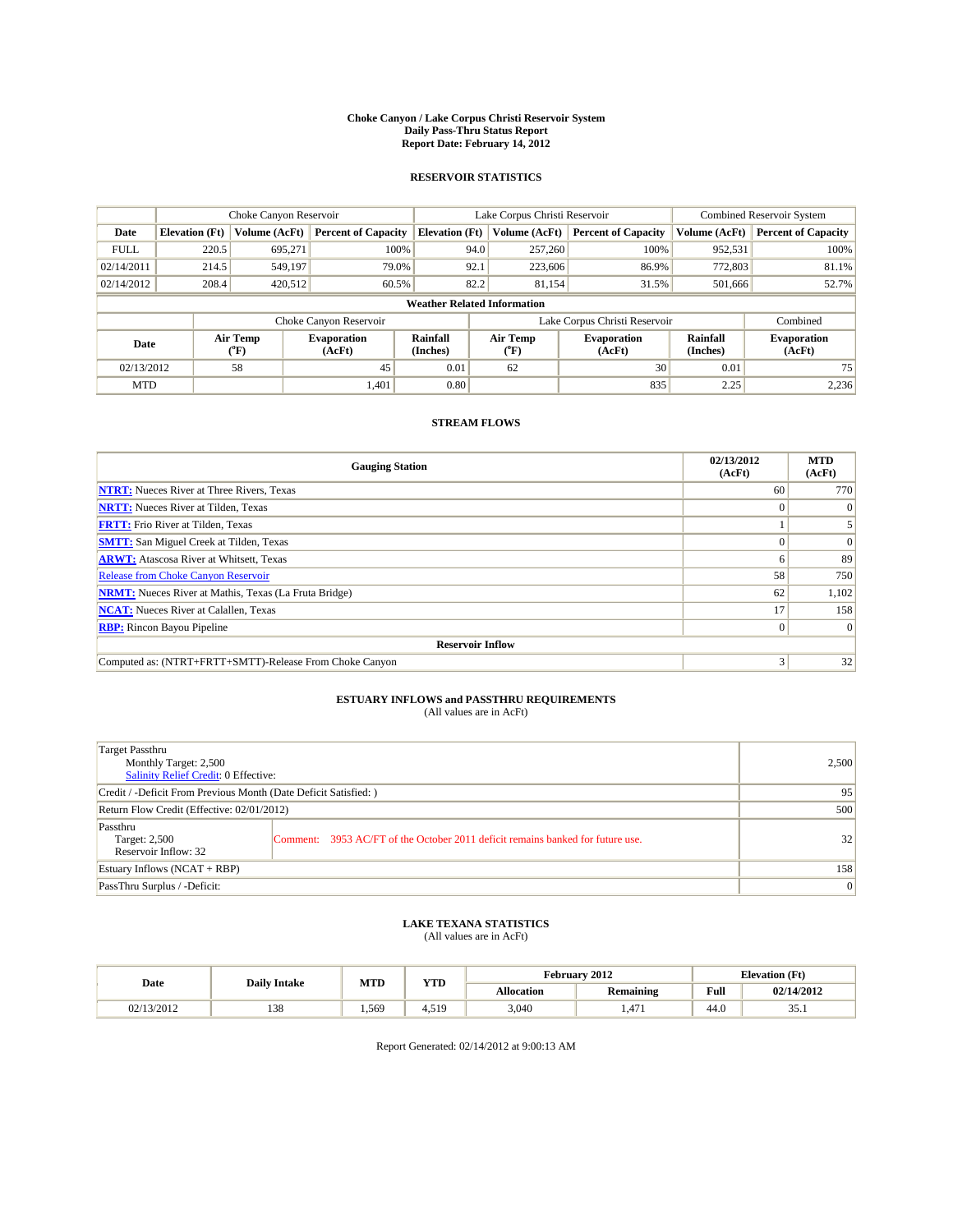# Choke Canyon / Lake Corpus Christi Reservoir System
## Daily Pass-Thru Status Report
## Report Date: February 14, 2012

### RESERVOIR STATISTICS

| | Choke Canyon Reservoir | | | Lake Corpus Christi Reservoir | | | Combined Reservoir System | |
|---|---|---|---|---|---|---|---|---|
| Date | Elevation (Ft) | Volume (AcFt) | Percent of Capacity | Elevation (Ft) | Volume (AcFt) | Percent of Capacity | Volume (AcFt) | Percent of Capacity |
| FULL | 220.5 | 695,271 | 100% | 94.0 | 257,260 | 100% | 952,531 | 100% |
| 02/14/2011 | 214.5 | 549,197 | 79.0% | 92.1 | 223,606 | 86.9% | 772,803 | 81.1% |
| 02/14/2012 | 208.4 | 420,512 | 60.5% | 82.2 | 81,154 | 31.5% | 501,666 | 52.7% |

**Weather Related Information**

| | Choke Canyon Reservoir | | | Lake Corpus Christi Reservoir | | | Combined |
|---|---|---|---|---|---|---|---|
| Date | Air Temp (°F) | Evaporation (AcFt) | Rainfall (Inches) | Air Temp (°F) | Evaporation (AcFt) | Rainfall (Inches) | Evaporation (AcFt) |
| 02/13/2012 | 58 | 45 | 0.01 | 62 | 30 | 0.01 | 75 |
| MTD | | 1,401 | 0.80 | | 835 | 2.25 | 2,236 |

### STREAM FLOWS

| Gauging Station | 02/13/2012 (AcFt) | MTD (AcFt) |
|---|---|---|
| NTRT: Nueces River at Three Rivers, Texas | 60 | 770 |
| NRTT: Nueces River at Tilden, Texas | 0 | 0 |
| FRTT: Frio River at Tilden, Texas | 1 | 5 |
| SMTT: San Miguel Creek at Tilden, Texas | 0 | 0 |
| ARWT: Atascosa River at Whitsett, Texas | 6 | 89 |
| Release from Choke Canyon Reservoir | 58 | 750 |
| NRMT: Nueces River at Mathis, Texas (La Fruta Bridge) | 62 | 1,102 |
| NCAT: Nueces River at Calallen, Texas | 17 | 158 |
| RBP: Rincon Bayou Pipeline | 0 | 0 |
| **Reservoir Inflow** | | |
| Computed as: (NTRT+FRTT+SMTT)-Release From Choke Canyon | 3 | 32 |

### ESTUARY INFLOWS and PASSTHRU REQUIREMENTS
(All values are in AcFt)

| | |
|---|---|
| Target Passthru<br>Monthly Target: 2,500<br>Salinity Relief Credit: 0 Effective: | 2,500 |
| Credit / -Deficit From Previous Month (Date Deficit Satisfied: ) | 95 |
| Return Flow Credit (Effective: 02/01/2012) | 500 |
| Passthru<br>Target: 2,500<br>Reservoir Inflow: 32 — Comment: 3953 AC/FT of the October 2011 deficit remains banked for future use. | 32 |
| Estuary Inflows (NCAT + RBP) | 158 |
| PassThru Surplus / -Deficit: | 0 |

### LAKE TEXANA STATISTICS
(All values are in AcFt)

| Date | Daily Intake | MTD | YTD | February 2012 | | Elevation (Ft) | |
|---|---|---|---|---|---|---|---|
| | | | | Allocation | Remaining | Full | 02/14/2012 |
| 02/13/2012 | 138 | 1,569 | 4,519 | 3,040 | 1,471 | 44.0 | 35.1 |

Report Generated: 02/14/2012 at 9:00:13 AM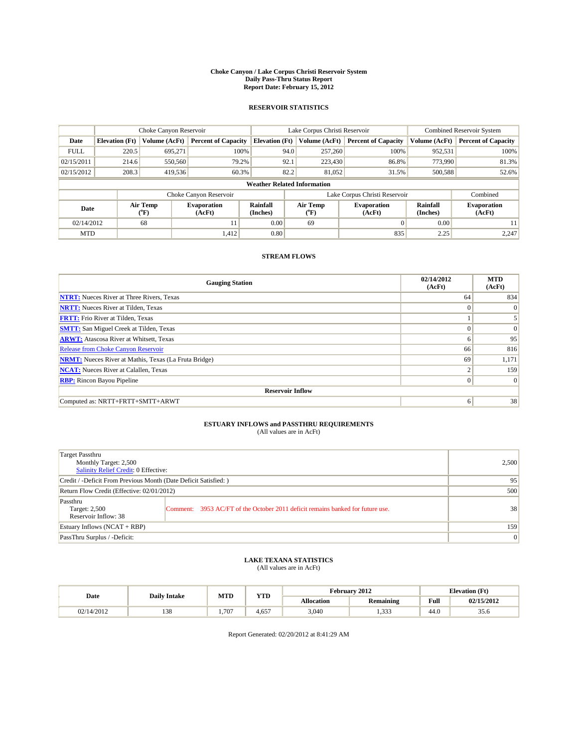# Choke Canyon / Lake Corpus Christi Reservoir System
## Daily Pass-Thru Status Report
### Report Date: February 15, 2012

## RESERVOIR STATISTICS

| | Choke Canyon Reservoir | | | Lake Corpus Christi Reservoir | | | Combined Reservoir System | |
|---|---|---|---|---|---|---|---|---|
| Date | Elevation (Ft) | Volume (AcFt) | Percent of Capacity | Elevation (Ft) | Volume (AcFt) | Percent of Capacity | Volume (AcFt) | Percent of Capacity |
| FULL | 220.5 | 695,271 | 100% | 94.0 | 257,260 | 100% | 952,531 | 100% |
| 02/15/2011 | 214.6 | 550,560 | 79.2% | 92.1 | 223,430 | 86.8% | 773,990 | 81.3% |
| 02/15/2012 | 208.3 | 419,536 | 60.3% | 82.2 | 81,052 | 31.5% | 500,588 | 52.6% |

**Weather Related Information**

| | Choke Canyon Reservoir | | | Lake Corpus Christi Reservoir | | | Combined |
|---|---|---|---|---|---|---|---|
| Date | Air Temp (°F) | Evaporation (AcFt) | Rainfall (Inches) | Air Temp (°F) | Evaporation (AcFt) | Rainfall (Inches) | Evaporation (AcFt) |
| 02/14/2012 | 68 | 11 | 0.00 | 69 | 0 | 0.00 | 11 |
| MTD | | 1,412 | 0.80 | | 835 | 2.25 | 2,247 |

## STREAM FLOWS

| Gauging Station | 02/14/2012 (AcFt) | MTD (AcFt) |
|---|---|---|
| NTRT: Nueces River at Three Rivers, Texas | 64 | 834 |
| NRTT: Nueces River at Tilden, Texas | 0 | 0 |
| FRTT: Frio River at Tilden, Texas | 1 | 5 |
| SMTT: San Miguel Creek at Tilden, Texas | 0 | 0 |
| ARWT: Atascosa River at Whitsett, Texas | 6 | 95 |
| Release from Choke Canyon Reservoir | 66 | 816 |
| NRMT: Nueces River at Mathis, Texas (La Fruta Bridge) | 69 | 1,171 |
| NCAT: Nueces River at Calallen, Texas | 2 | 159 |
| RBP: Rincon Bayou Pipeline | 0 | 0 |
| **Reservoir Inflow** | | |
| Computed as: NRTT+FRTT+SMTT+ARWT | 6 | 38 |

## ESTUARY INFLOWS and PASSTHRU REQUIREMENTS
(All values are in AcFt)

| | | |
|---|---|---|
| Target Passthru<br>Monthly Target: 2,500<br>Salinity Relief Credit: 0 Effective: | | 2,500 |
| Credit / -Deficit From Previous Month (Date Deficit Satisfied: ) | | 95 |
| Return Flow Credit (Effective: 02/01/2012) | | 500 |
| Passthru<br>Target: 2,500<br>Reservoir Inflow: 38 | Comment: 3953 AC/FT of the October 2011 deficit remains banked for future use. | 38 |
| Estuary Inflows (NCAT + RBP) | | 159 |
| PassThru Surplus / -Deficit: | | 0 |

## LAKE TEXANA STATISTICS
(All values are in AcFt)

| Date | Daily Intake | MTD | YTD | February 2012 | | Elevation (Ft) | |
|---|---|---|---|---|---|---|---|
| | | | | Allocation | Remaining | Full | 02/15/2012 |
| 02/14/2012 | 138 | 1,707 | 4,657 | 3,040 | 1,333 | 44.0 | 35.6 |

Report Generated: 02/20/2012 at 8:41:29 AM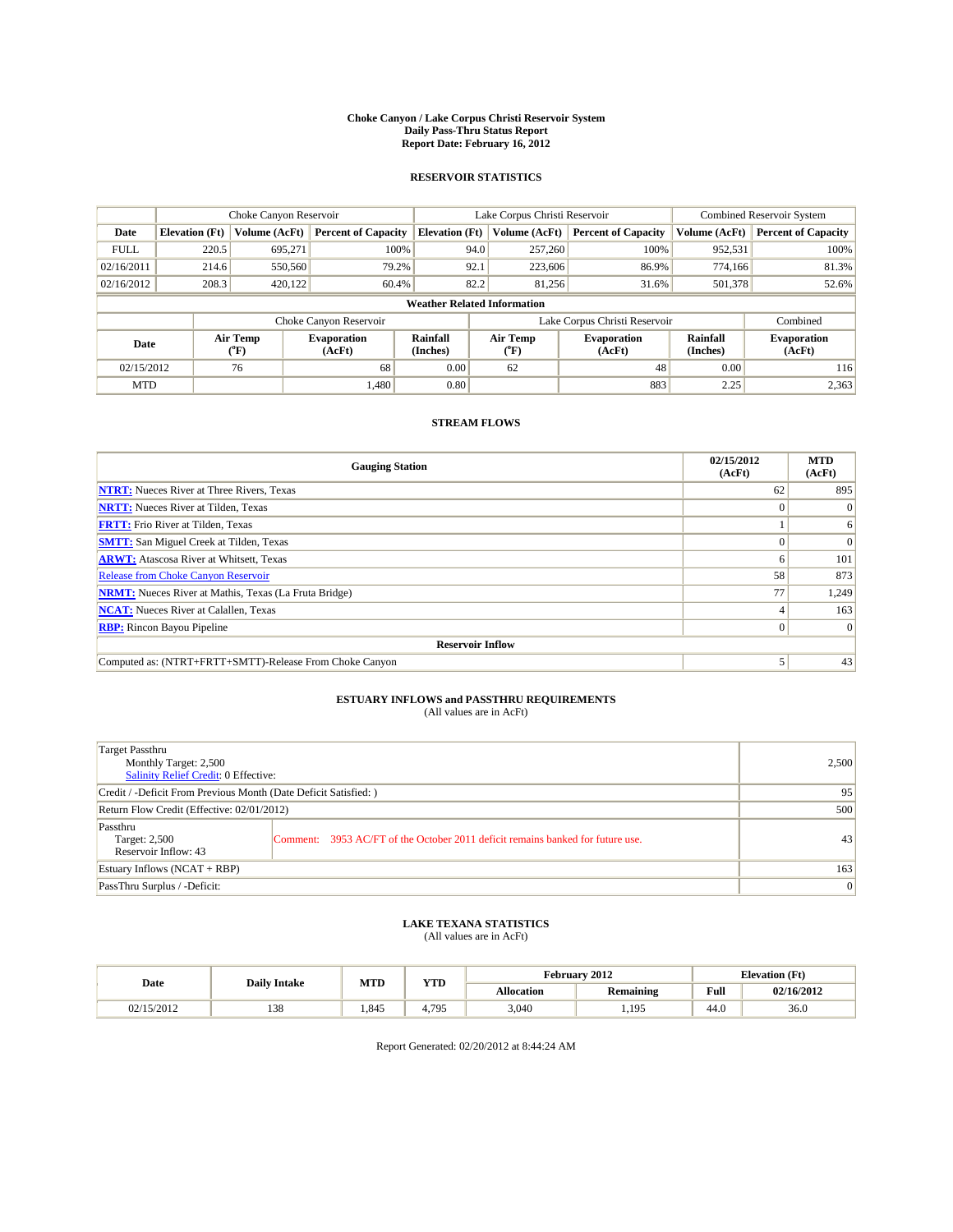# Choke Canyon / Lake Corpus Christi Reservoir System
## Daily Pass-Thru Status Report
### Report Date: February 16, 2012

## RESERVOIR STATISTICS

| | Choke Canyon Reservoir | | | Lake Corpus Christi Reservoir | | | Combined Reservoir System | |
|---|---|---|---|---|---|---|---|---|
| Date | Elevation (Ft) | Volume (AcFt) | Percent of Capacity | Elevation (Ft) | Volume (AcFt) | Percent of Capacity | Volume (AcFt) | Percent of Capacity |
| FULL | 220.5 | 695,271 | 100% | 94.0 | 257,260 | 100% | 952,531 | 100% |
| 02/16/2011 | 214.6 | 550,560 | 79.2% | 92.1 | 223,606 | 86.9% | 774,166 | 81.3% |
| 02/16/2012 | 208.3 | 420,122 | 60.4% | 82.2 | 81,256 | 31.6% | 501,378 | 52.6% |

**Weather Related Information**

| | Choke Canyon Reservoir | | | Lake Corpus Christi Reservoir | | | Combined |
|---|---|---|---|---|---|---|---|
| Date | Air Temp (°F) | Evaporation (AcFt) | Rainfall (Inches) | Air Temp (°F) | Evaporation (AcFt) | Rainfall (Inches) | Evaporation (AcFt) |
| 02/15/2012 | 76 | 68 | 0.00 | 62 | 48 | 0.00 | 116 |
| MTD | | 1,480 | 0.80 | | 883 | 2.25 | 2,363 |

## STREAM FLOWS

| Gauging Station | 02/15/2012 (AcFt) | MTD (AcFt) |
|---|---|---|
| **NTRT:** Nueces River at Three Rivers, Texas | 62 | 895 |
| **NRTT:** Nueces River at Tilden, Texas | 0 | 0 |
| **FRTT:** Frio River at Tilden, Texas | 1 | 6 |
| **SMTT:** San Miguel Creek at Tilden, Texas | 0 | 0 |
| **ARWT:** Atascosa River at Whitsett, Texas | 6 | 101 |
| Release from Choke Canyon Reservoir | 58 | 873 |
| **NRMT:** Nueces River at Mathis, Texas (La Fruta Bridge) | 77 | 1,249 |
| **NCAT:** Nueces River at Calallen, Texas | 4 | 163 |
| **RBP:** Rincon Bayou Pipeline | 0 | 0 |
| **Reservoir Inflow** | | |
| Computed as: (NTRT+FRTT+SMTT)-Release From Choke Canyon | 5 | 43 |

## ESTUARY INFLOWS and PASSTHRU REQUIREMENTS
(All values are in AcFt)

| | | |
|---|---|---|
| Target Passthru<br>Monthly Target: 2,500<br>Salinity Relief Credit: 0 Effective: | | 2,500 |
| Credit / -Deficit From Previous Month (Date Deficit Satisfied: ) | | 95 |
| Return Flow Credit (Effective: 02/01/2012) | | 500 |
| Passthru<br>Target: 2,500<br>Reservoir Inflow: 43 | Comment: 3953 AC/FT of the October 2011 deficit remains banked for future use. | 43 |
| Estuary Inflows (NCAT + RBP) | | 163 |
| PassThru Surplus / -Deficit: | | 0 |

## LAKE TEXANA STATISTICS
(All values are in AcFt)

| Date | Daily Intake | MTD | YTD | February 2012 | | Elevation (Ft) | |
|---|---|---|---|---|---|---|---|
| | | | | Allocation | Remaining | Full | 02/16/2012 |
| 02/15/2012 | 138 | 1,845 | 4,795 | 3,040 | 1,195 | 44.0 | 36.0 |

Report Generated: 02/20/2012 at 8:44:24 AM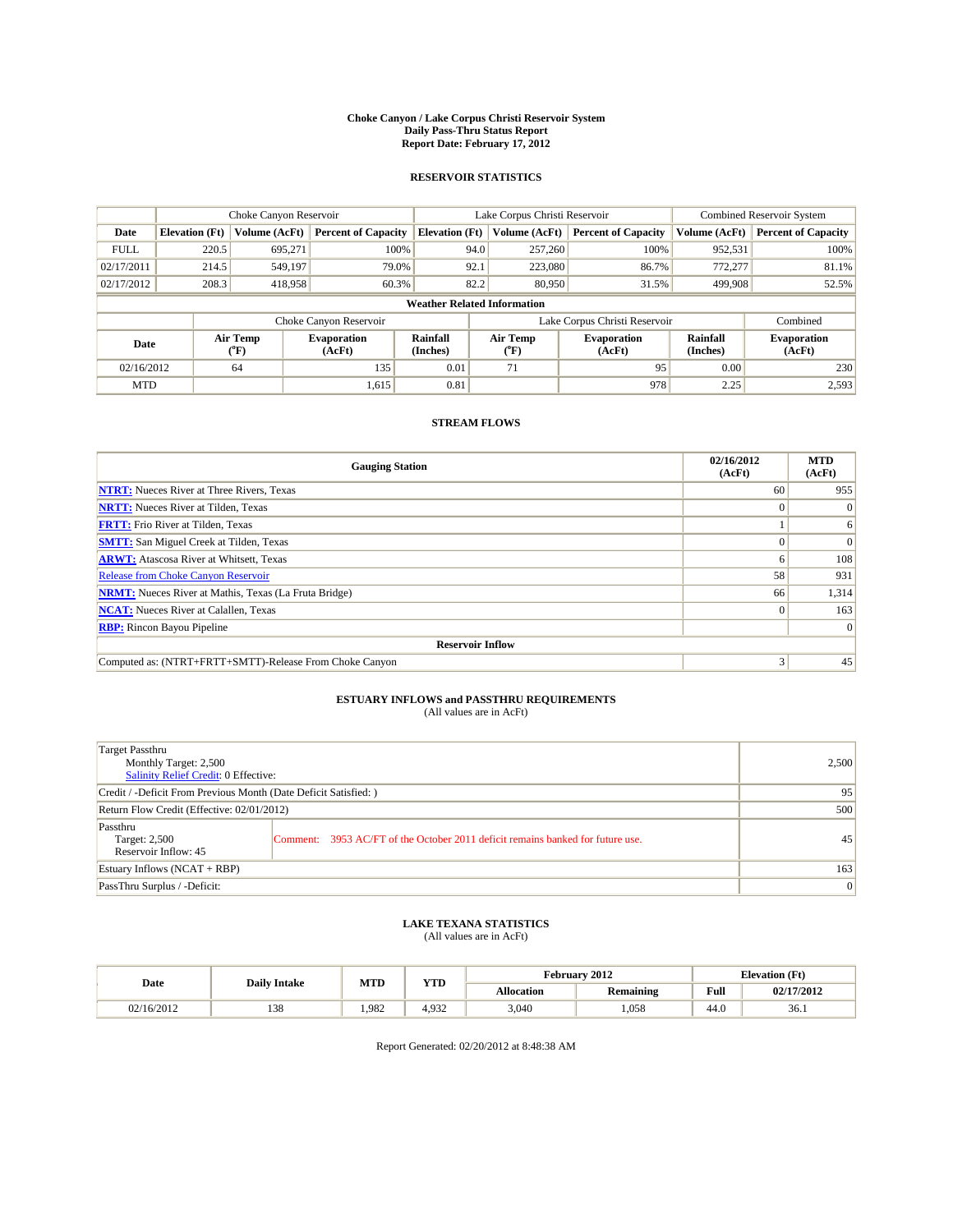# Choke Canyon / Lake Corpus Christi Reservoir System
## Daily Pass-Thru Status Report
### Report Date: February 17, 2012

## RESERVOIR STATISTICS

| | Choke Canyon Reservoir | | | Lake Corpus Christi Reservoir | | | Combined Reservoir System | |
|---|---|---|---|---|---|---|---|---|
| Date | Elevation (Ft) | Volume (AcFt) | Percent of Capacity | Elevation (Ft) | Volume (AcFt) | Percent of Capacity | Volume (AcFt) | Percent of Capacity |
| FULL | 220.5 | 695,271 | 100% | 94.0 | 257,260 | 100% | 952,531 | 100% |
| 02/17/2011 | 214.5 | 549,197 | 79.0% | 92.1 | 223,080 | 86.7% | 772,277 | 81.1% |
| 02/17/2012 | 208.3 | 418,958 | 60.3% | 82.2 | 80,950 | 31.5% | 499,908 | 52.5% |

**Weather Related Information**

| | Choke Canyon Reservoir | | | Lake Corpus Christi Reservoir | | | Combined |
|---|---|---|---|---|---|---|---|
| Date | Air Temp (°F) | Evaporation (AcFt) | Rainfall (Inches) | Air Temp (°F) | Evaporation (AcFt) | Rainfall (Inches) | Evaporation (AcFt) |
| 02/16/2012 | 64 | 135 | 0.01 | 71 | 95 | 0.00 | 230 |
| MTD | | 1,615 | 0.81 | | 978 | 2.25 | 2,593 |

## STREAM FLOWS

| Gauging Station | 02/16/2012 (AcFt) | MTD (AcFt) |
|---|---|---|
| NTRT: Nueces River at Three Rivers, Texas | 60 | 955 |
| NRTT: Nueces River at Tilden, Texas | 0 | 0 |
| FRTT: Frio River at Tilden, Texas | 1 | 6 |
| SMTT: San Miguel Creek at Tilden, Texas | 0 | 0 |
| ARWT: Atascosa River at Whitsett, Texas | 6 | 108 |
| Release from Choke Canyon Reservoir | 58 | 931 |
| NRMT: Nueces River at Mathis, Texas (La Fruta Bridge) | 66 | 1,314 |
| NCAT: Nueces River at Calallen, Texas | 0 | 163 |
| RBP: Rincon Bayou Pipeline | | 0 |
| **Reservoir Inflow** | | |
| Computed as: (NTRT+FRTT+SMTT)-Release From Choke Canyon | 3 | 45 |

## ESTUARY INFLOWS and PASSTHRU REQUIREMENTS
(All values are in AcFt)

| | | |
|---|---|---|
| Target Passthru<br>Monthly Target: 2,500<br>Salinity Relief Credit: 0 Effective: | | 2,500 |
| Credit / -Deficit From Previous Month (Date Deficit Satisfied: ) | | 95 |
| Return Flow Credit (Effective: 02/01/2012) | | 500 |
| Passthru<br>Target: 2,500<br>Reservoir Inflow: 45 | Comment: 3953 AC/FT of the October 2011 deficit remains banked for future use. | 45 |
| Estuary Inflows (NCAT + RBP) | | 163 |
| PassThru Surplus / -Deficit: | | 0 |

## LAKE TEXANA STATISTICS
(All values are in AcFt)

| Date | Daily Intake | MTD | YTD | February 2012 | | Elevation (Ft) | |
|---|---|---|---|---|---|---|---|
| | | | | Allocation | Remaining | Full | 02/17/2012 |
| 02/16/2012 | 138 | 1,982 | 4,932 | 3,040 | 1,058 | 44.0 | 36.1 |

Report Generated: 02/20/2012 at 8:48:38 AM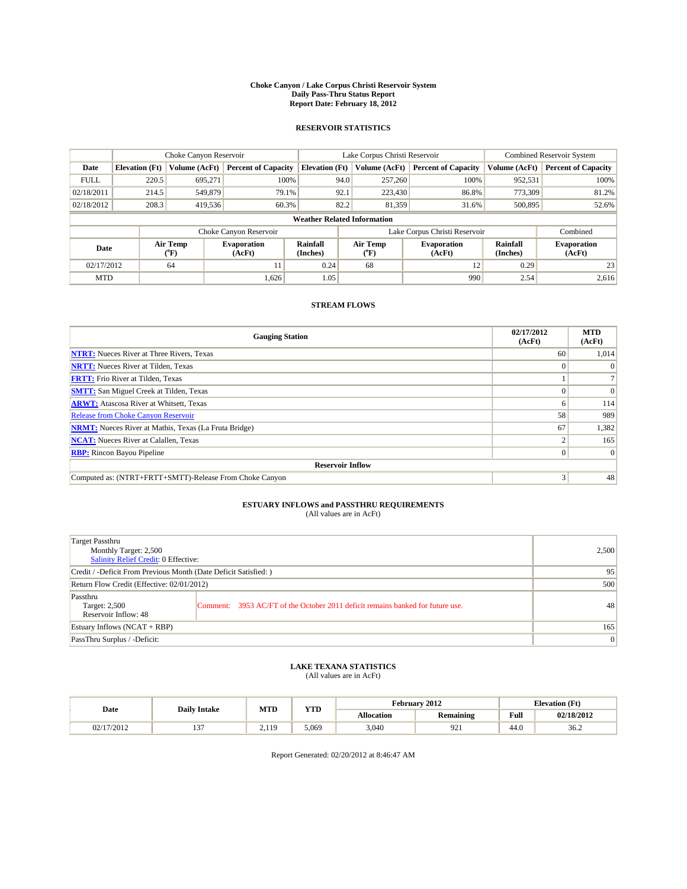# Choke Canyon / Lake Corpus Christi Reservoir System
## Daily Pass-Thru Status Report
## Report Date: February 18, 2012

### RESERVOIR STATISTICS

| | Choke Canyon Reservoir | | | Lake Corpus Christi Reservoir | | | Combined Reservoir System | |
|---|---|---|---|---|---|---|---|---|
| Date | Elevation (Ft) | Volume (AcFt) | Percent of Capacity | Elevation (Ft) | Volume (AcFt) | Percent of Capacity | Volume (AcFt) | Percent of Capacity |
| FULL | 220.5 | 695,271 | 100% | 94.0 | 257,260 | 100% | 952,531 | 100% |
| 02/18/2011 | 214.5 | 549,879 | 79.1% | 92.1 | 223,430 | 86.8% | 773,309 | 81.2% |
| 02/18/2012 | 208.3 | 419,536 | 60.3% | 82.2 | 81,359 | 31.6% | 500,895 | 52.6% |

**Weather Related Information**

| | Choke Canyon Reservoir | | | Lake Corpus Christi Reservoir | | | Combined |
|---|---|---|---|---|---|---|---|
| Date | Air Temp (°F) | Evaporation (AcFt) | Rainfall (Inches) | Air Temp (°F) | Evaporation (AcFt) | Rainfall (Inches) | Evaporation (AcFt) |
| 02/17/2012 | 64 | 11 | 0.24 | 68 | 12 | 0.29 | 23 |
| MTD | | 1,626 | 1.05 | | 990 | 2.54 | 2,616 |

### STREAM FLOWS

| Gauging Station | 02/17/2012 (AcFt) | MTD (AcFt) |
|---|---|---|
| NTRT: Nueces River at Three Rivers, Texas | 60 | 1,014 |
| NRTT: Nueces River at Tilden, Texas | 0 | 0 |
| FRTT: Frio River at Tilden, Texas | 1 | 7 |
| SMTT: San Miguel Creek at Tilden, Texas | 0 | 0 |
| ARWT: Atascosa River at Whitsett, Texas | 6 | 114 |
| Release from Choke Canyon Reservoir | 58 | 989 |
| NRMT: Nueces River at Mathis, Texas (La Fruta Bridge) | 67 | 1,382 |
| NCAT: Nueces River at Calallen, Texas | 2 | 165 |
| RBP: Rincon Bayou Pipeline | 0 | 0 |
| **Reservoir Inflow** | | |
| Computed as: (NTRT+FRTT+SMTT)-Release From Choke Canyon | 3 | 48 |

### ESTUARY INFLOWS and PASSTHRU REQUIREMENTS
(All values are in AcFt)

| | | |
|---|---|---|
| Target Passthru<br>Monthly Target: 2,500<br>Salinity Relief Credit: 0 Effective: | | 2,500 |
| Credit / -Deficit From Previous Month (Date Deficit Satisfied: ) | | 95 |
| Return Flow Credit (Effective: 02/01/2012) | | 500 |
| Passthru<br>Target: 2,500<br>Reservoir Inflow: 48 | Comment: 3953 AC/FT of the October 2011 deficit remains banked for future use. | 48 |
| Estuary Inflows (NCAT + RBP) | | 165 |
| PassThru Surplus / -Deficit: | | 0 |

### LAKE TEXANA STATISTICS
(All values are in AcFt)

| Date | Daily Intake | MTD | YTD | February 2012 | | Elevation (Ft) | |
|---|---|---|---|---|---|---|---|
| | | | | Allocation | Remaining | Full | 02/18/2012 |
| 02/17/2012 | 137 | 2,119 | 5,069 | 3,040 | 921 | 44.0 | 36.2 |

Report Generated: 02/20/2012 at 8:46:47 AM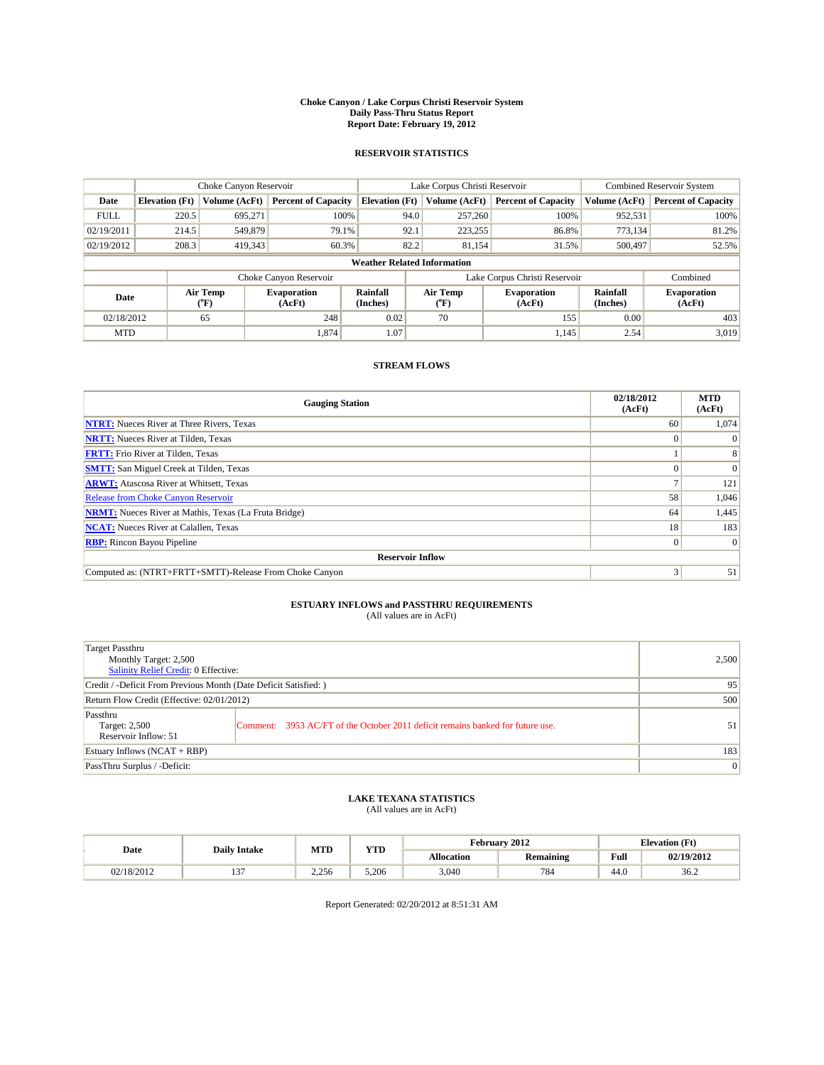# Choke Canyon / Lake Corpus Christi Reservoir System
## Daily Pass-Thru Status Report
### Report Date: February 19, 2012

## RESERVOIR STATISTICS

| | Choke Canyon Reservoir | | | Lake Corpus Christi Reservoir | | | Combined Reservoir System | |
|---|---|---|---|---|---|---|---|---|
| Date | Elevation (Ft) | Volume (AcFt) | Percent of Capacity | Elevation (Ft) | Volume (AcFt) | Percent of Capacity | Volume (AcFt) | Percent of Capacity |
| FULL | 220.5 | 695,271 | 100% | 94.0 | 257,260 | 100% | 952,531 | 100% |
| 02/19/2011 | 214.5 | 549,879 | 79.1% | 92.1 | 223,255 | 86.8% | 773,134 | 81.2% |
| 02/19/2012 | 208.3 | 419,343 | 60.3% | 82.2 | 81,154 | 31.5% | 500,497 | 52.5% |

**Weather Related Information**

| | Choke Canyon Reservoir | | | Lake Corpus Christi Reservoir | | | Combined |
|---|---|---|---|---|---|---|---|
| Date | Air Temp (°F) | Evaporation (AcFt) | Rainfall (Inches) | Air Temp (°F) | Evaporation (AcFt) | Rainfall (Inches) | Evaporation (AcFt) |
| 02/18/2012 | 65 | 248 | 0.02 | 70 | 155 | 0.00 | 403 |
| MTD | | 1,874 | 1.07 | | 1,145 | 2.54 | 3,019 |

## STREAM FLOWS

| Gauging Station | 02/18/2012 (AcFt) | MTD (AcFt) |
|---|---|---|
| NTRT: Nueces River at Three Rivers, Texas | 60 | 1,074 |
| NRTT: Nueces River at Tilden, Texas | 0 | 0 |
| FRTT: Frio River at Tilden, Texas | 1 | 8 |
| SMTT: San Miguel Creek at Tilden, Texas | 0 | 0 |
| ARWT: Atascosa River at Whitsett, Texas | 7 | 121 |
| Release from Choke Canyon Reservoir | 58 | 1,046 |
| NRMT: Nueces River at Mathis, Texas (La Fruta Bridge) | 64 | 1,445 |
| NCAT: Nueces River at Calallen, Texas | 18 | 183 |
| RBP: Rincon Bayou Pipeline | 0 | 0 |
| **Reservoir Inflow** | | |
| Computed as: (NTRT+FRTT+SMTT)-Release From Choke Canyon | 3 | 51 |

## ESTUARY INFLOWS and PASSTHRU REQUIREMENTS
(All values are in AcFt)

| | | |
|---|---|---|
| Target Passthru<br>Monthly Target: 2,500<br>Salinity Relief Credit: 0 Effective: | | 2,500 |
| Credit / -Deficit From Previous Month (Date Deficit Satisfied: ) | | 95 |
| Return Flow Credit (Effective: 02/01/2012) | | 500 |
| Passthru<br>Target: 2,500<br>Reservoir Inflow: 51 | Comment: 3953 AC/FT of the October 2011 deficit remains banked for future use. | 51 |
| Estuary Inflows (NCAT + RBP) | | 183 |
| PassThru Surplus / -Deficit: | | 0 |

## LAKE TEXANA STATISTICS
(All values are in AcFt)

| Date | Daily Intake | MTD | YTD | February 2012 | | Elevation (Ft) | |
|---|---|---|---|---|---|---|---|
| | | | | Allocation | Remaining | Full | 02/19/2012 |
| 02/18/2012 | 137 | 2,256 | 5,206 | 3,040 | 784 | 44.0 | 36.2 |

Report Generated: 02/20/2012 at 8:51:31 AM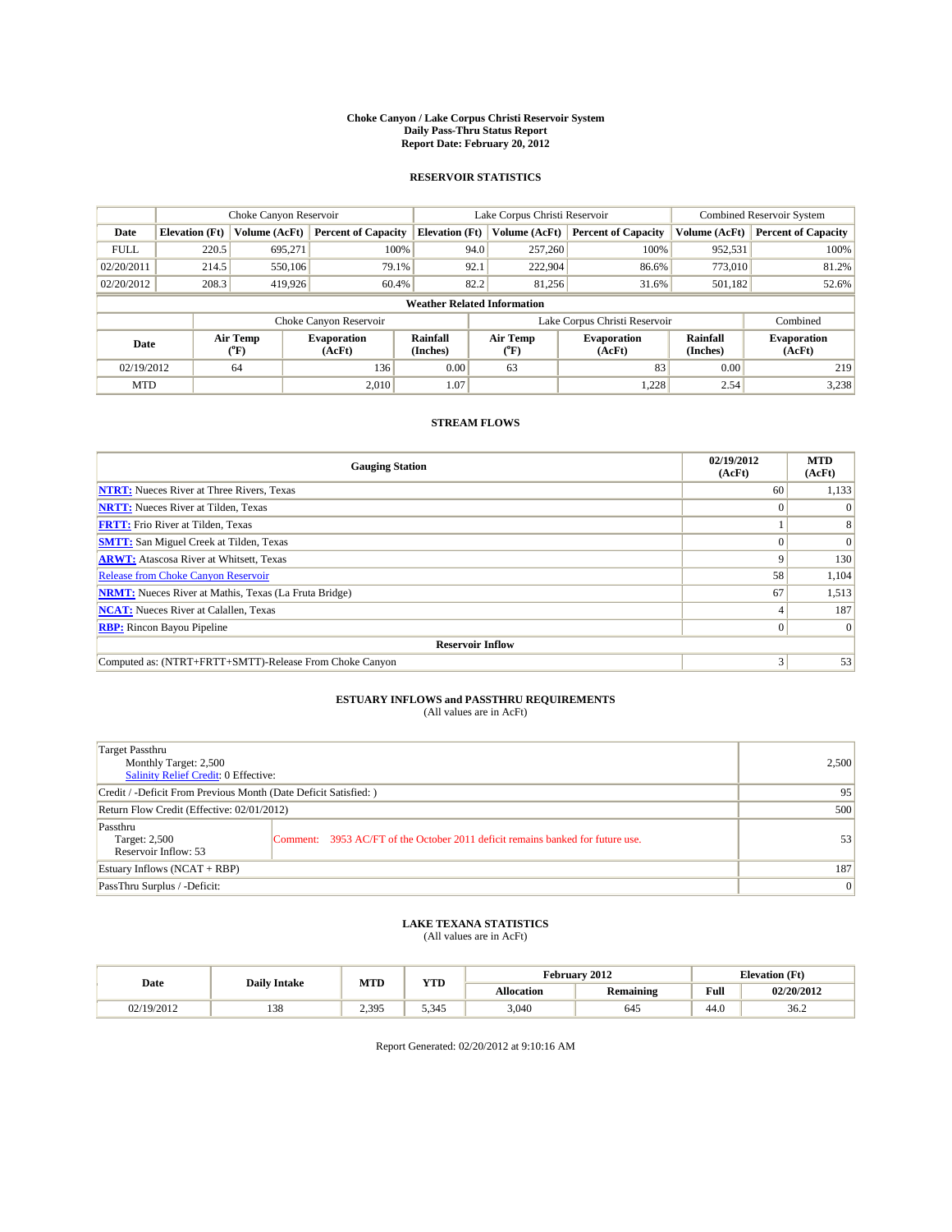# Choke Canyon / Lake Corpus Christi Reservoir System
## Daily Pass-Thru Status Report
### Report Date: February 20, 2012

## RESERVOIR STATISTICS

| | Choke Canyon Reservoir | | | Lake Corpus Christi Reservoir | | | Combined Reservoir System | |
|---|---|---|---|---|---|---|---|---|
| Date | Elevation (Ft) | Volume (AcFt) | Percent of Capacity | Elevation (Ft) | Volume (AcFt) | Percent of Capacity | Volume (AcFt) | Percent of Capacity |
| FULL | 220.5 | 695,271 | 100% | 94.0 | 257,260 | 100% | 952,531 | 100% |
| 02/20/2011 | 214.5 | 550,106 | 79.1% | 92.1 | 222,904 | 86.6% | 773,010 | 81.2% |
| 02/20/2012 | 208.3 | 419,926 | 60.4% | 82.2 | 81,256 | 31.6% | 501,182 | 52.6% |

**Weather Related Information**

| | Choke Canyon Reservoir | | | Lake Corpus Christi Reservoir | | | Combined |
|---|---|---|---|---|---|---|---|
| Date | Air Temp (°F) | Evaporation (AcFt) | Rainfall (Inches) | Air Temp (°F) | Evaporation (AcFt) | Rainfall (Inches) | Evaporation (AcFt) |
| 02/19/2012 | 64 | 136 | 0.00 | 63 | 83 | 0.00 | 219 |
| MTD | | 2,010 | 1.07 | | 1,228 | 2.54 | 3,238 |

## STREAM FLOWS

| Gauging Station | 02/19/2012 (AcFt) | MTD (AcFt) |
|---|---|---|
| NTRT: Nueces River at Three Rivers, Texas | 60 | 1,133 |
| NRTT: Nueces River at Tilden, Texas | 0 | 0 |
| FRTT: Frio River at Tilden, Texas | 1 | 8 |
| SMTT: San Miguel Creek at Tilden, Texas | 0 | 0 |
| ARWT: Atascosa River at Whitsett, Texas | 9 | 130 |
| Release from Choke Canyon Reservoir | 58 | 1,104 |
| NRMT: Nueces River at Mathis, Texas (La Fruta Bridge) | 67 | 1,513 |
| NCAT: Nueces River at Calallen, Texas | 4 | 187 |
| RBP: Rincon Bayou Pipeline | 0 | 0 |
| **Reservoir Inflow** | | |
| Computed as: (NTRT+FRTT+SMTT)-Release From Choke Canyon | 3 | 53 |

## ESTUARY INFLOWS and PASSTHRU REQUIREMENTS
(All values are in AcFt)

| | | |
|---|---|---|
| Target Passthru<br>Monthly Target: 2,500<br>Salinity Relief Credit: 0 Effective: | | 2,500 |
| Credit / -Deficit From Previous Month (Date Deficit Satisfied: ) | | 95 |
| Return Flow Credit (Effective: 02/01/2012) | | 500 |
| Passthru<br>Target: 2,500<br>Reservoir Inflow: 53 | Comment: 3953 AC/FT of the October 2011 deficit remains banked for future use. | 53 |
| Estuary Inflows (NCAT + RBP) | | 187 |
| PassThru Surplus / -Deficit: | | 0 |

## LAKE TEXANA STATISTICS
(All values are in AcFt)

| Date | Daily Intake | MTD | YTD | February 2012 | | Elevation (Ft) | |
|---|---|---|---|---|---|---|---|
| | | | | Allocation | Remaining | Full | 02/20/2012 |
| 02/19/2012 | 138 | 2,395 | 5,345 | 3,040 | 645 | 44.0 | 36.2 |

Report Generated: 02/20/2012 at 9:10:16 AM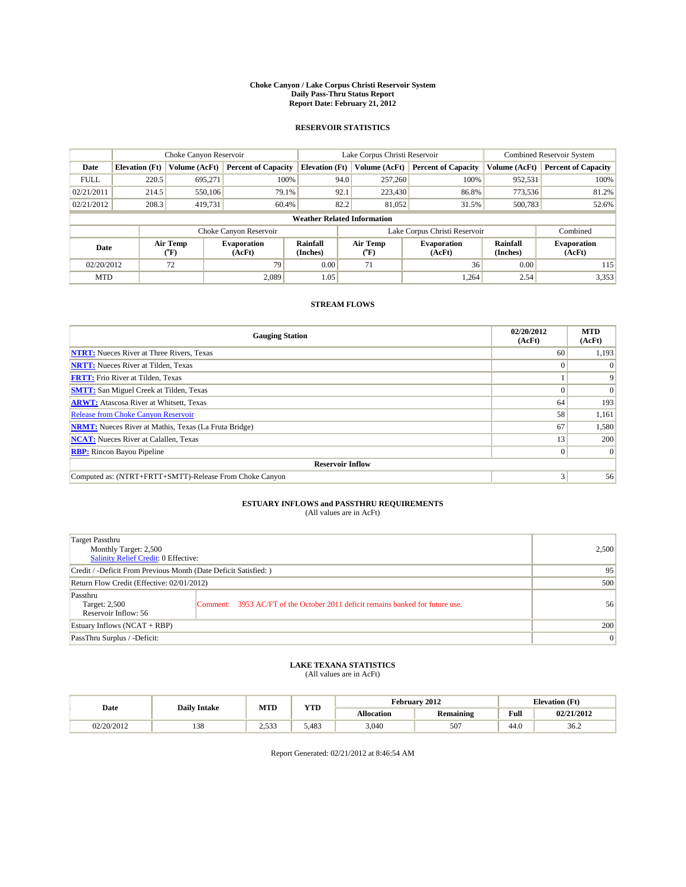# Choke Canyon / Lake Corpus Christi Reservoir System
## Daily Pass-Thru Status Report
### Report Date: February 21, 2012

## RESERVOIR STATISTICS

| | Choke Canyon Reservoir | | | Lake Corpus Christi Reservoir | | | Combined Reservoir System | |
|---|---|---|---|---|---|---|---|---|
| Date | Elevation (Ft) | Volume (AcFt) | Percent of Capacity | Elevation (Ft) | Volume (AcFt) | Percent of Capacity | Volume (AcFt) | Percent of Capacity |
| FULL | 220.5 | 695,271 | 100% | 94.0 | 257,260 | 100% | 952,531 | 100% |
| 02/21/2011 | 214.5 | 550,106 | 79.1% | 92.1 | 223,430 | 86.8% | 773,536 | 81.2% |
| 02/21/2012 | 208.3 | 419,731 | 60.4% | 82.2 | 81,052 | 31.5% | 500,783 | 52.6% |

**Weather Related Information**

| | Choke Canyon Reservoir | | | Lake Corpus Christi Reservoir | | | Combined |
|---|---|---|---|---|---|---|---|
| Date | Air Temp (°F) | Evaporation (AcFt) | Rainfall (Inches) | Air Temp (°F) | Evaporation (AcFt) | Rainfall (Inches) | Evaporation (AcFt) |
| 02/20/2012 | 72 | 79 | 0.00 | 71 | 36 | 0.00 | 115 |
| MTD | | 2,089 | 1.05 | | 1,264 | 2.54 | 3,353 |

## STREAM FLOWS

| Gauging Station | 02/20/2012 (AcFt) | MTD (AcFt) |
|---|---|---|
| NTRT: Nueces River at Three Rivers, Texas | 60 | 1,193 |
| NRTT: Nueces River at Tilden, Texas | 0 | 0 |
| FRTT: Frio River at Tilden, Texas | 1 | 9 |
| SMTT: San Miguel Creek at Tilden, Texas | 0 | 0 |
| ARWT: Atascosa River at Whitsett, Texas | 64 | 193 |
| Release from Choke Canyon Reservoir | 58 | 1,161 |
| NRMT: Nueces River at Mathis, Texas (La Fruta Bridge) | 67 | 1,580 |
| NCAT: Nueces River at Calallen, Texas | 13 | 200 |
| RBP: Rincon Bayou Pipeline | 0 | 0 |
| **Reservoir Inflow** | | |
| Computed as: (NTRT+FRTT+SMTT)-Release From Choke Canyon | 3 | 56 |

## ESTUARY INFLOWS and PASSTHRU REQUIREMENTS
(All values are in AcFt)

| | | |
|---|---|---|
| Target Passthru<br>Monthly Target: 2,500<br>Salinity Relief Credit: 0 Effective: | | 2,500 |
| Credit / -Deficit From Previous Month (Date Deficit Satisfied: ) | | 95 |
| Return Flow Credit (Effective: 02/01/2012) | | 500 |
| Passthru<br>Target: 2,500<br>Reservoir Inflow: 56 | Comment: 3953 AC/FT of the October 2011 deficit remains banked for future use. | 56 |
| Estuary Inflows (NCAT + RBP) | | 200 |
| PassThru Surplus / -Deficit: | | 0 |

## LAKE TEXANA STATISTICS
(All values are in AcFt)

| Date | Daily Intake | MTD | YTD | February 2012 | | Elevation (Ft) | |
|---|---|---|---|---|---|---|---|
| | | | | Allocation | Remaining | Full | 02/21/2012 |
| 02/20/2012 | 138 | 2,533 | 5,483 | 3,040 | 507 | 44.0 | 36.2 |

Report Generated: 02/21/2012 at 8:46:54 AM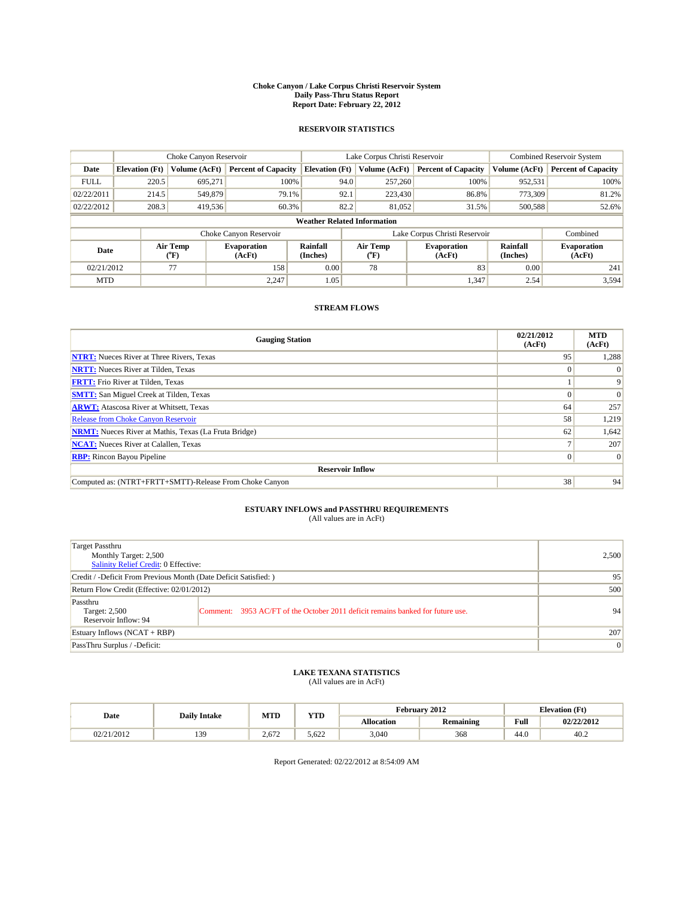**Choke Canyon / Lake Corpus Christi Reservoir System**
**Daily Pass-Thru Status Report**
**Report Date: February 22, 2012**

## RESERVOIR STATISTICS

| | Choke Canyon Reservoir | | | Lake Corpus Christi Reservoir | | | Combined Reservoir System | |
|---|---|---|---|---|---|---|---|---|
| Date | Elevation (Ft) | Volume (AcFt) | Percent of Capacity | Elevation (Ft) | Volume (AcFt) | Percent of Capacity | Volume (AcFt) | Percent of Capacity |
| FULL | 220.5 | 695,271 | 100% | 94.0 | 257,260 | 100% | 952,531 | 100% |
| 02/22/2011 | 214.5 | 549,879 | 79.1% | 92.1 | 223,430 | 86.8% | 773,309 | 81.2% |
| 02/22/2012 | 208.3 | 419,536 | 60.3% | 82.2 | 81,052 | 31.5% | 500,588 | 52.6% |

**Weather Related Information**

| | Choke Canyon Reservoir | | | Lake Corpus Christi Reservoir | | | Combined |
|---|---|---|---|---|---|---|---|
| Date | Air Temp (°F) | Evaporation (AcFt) | Rainfall (Inches) | Air Temp (°F) | Evaporation (AcFt) | Rainfall (Inches) | Evaporation (AcFt) |
| 02/21/2012 | 77 | 158 | 0.00 | 78 | 83 | 0.00 | 241 |
| MTD | | 2,247 | 1.05 | | 1,347 | 2.54 | 3,594 |

## STREAM FLOWS

| Gauging Station | 02/21/2012 (AcFt) | MTD (AcFt) |
|---|---|---|
| **NTRT:** Nueces River at Three Rivers, Texas | 95 | 1,288 |
| **NRTT:** Nueces River at Tilden, Texas | 0 | 0 |
| **FRTT:** Frio River at Tilden, Texas | 1 | 9 |
| **SMTT:** San Miguel Creek at Tilden, Texas | 0 | 0 |
| **ARWT:** Atascosa River at Whitsett, Texas | 64 | 257 |
| Release from Choke Canyon Reservoir | 58 | 1,219 |
| **NRMT:** Nueces River at Mathis, Texas (La Fruta Bridge) | 62 | 1,642 |
| **NCAT:** Nueces River at Calallen, Texas | 7 | 207 |
| **RBP:** Rincon Bayou Pipeline | 0 | 0 |
| **Reservoir Inflow** | | |
| Computed as: (NTRT+FRTT+SMTT)-Release From Choke Canyon | 38 | 94 |

## ESTUARY INFLOWS and PASSTHRU REQUIREMENTS
(All values are in AcFt)

| | | |
|---|---|---|
| Target Passthru<br>Monthly Target: 2,500<br>Salinity Relief Credit: 0 Effective: | | 2,500 |
| Credit / -Deficit From Previous Month (Date Deficit Satisfied: ) | | 95 |
| Return Flow Credit (Effective: 02/01/2012) | | 500 |
| Passthru<br>Target: 2,500<br>Reservoir Inflow: 94 | Comment: 3953 AC/FT of the October 2011 deficit remains banked for future use. | 94 |
| Estuary Inflows (NCAT + RBP) | | 207 |
| PassThru Surplus / -Deficit: | | 0 |

## LAKE TEXANA STATISTICS
(All values are in AcFt)

| Date | Daily Intake | MTD | YTD | February 2012 | | Elevation (Ft) | |
|---|---|---|---|---|---|---|---|
| | | | | Allocation | Remaining | Full | 02/22/2012 |
| 02/21/2012 | 139 | 2,672 | 5,622 | 3,040 | 368 | 44.0 | 40.2 |

Report Generated: 02/22/2012 at 8:54:09 AM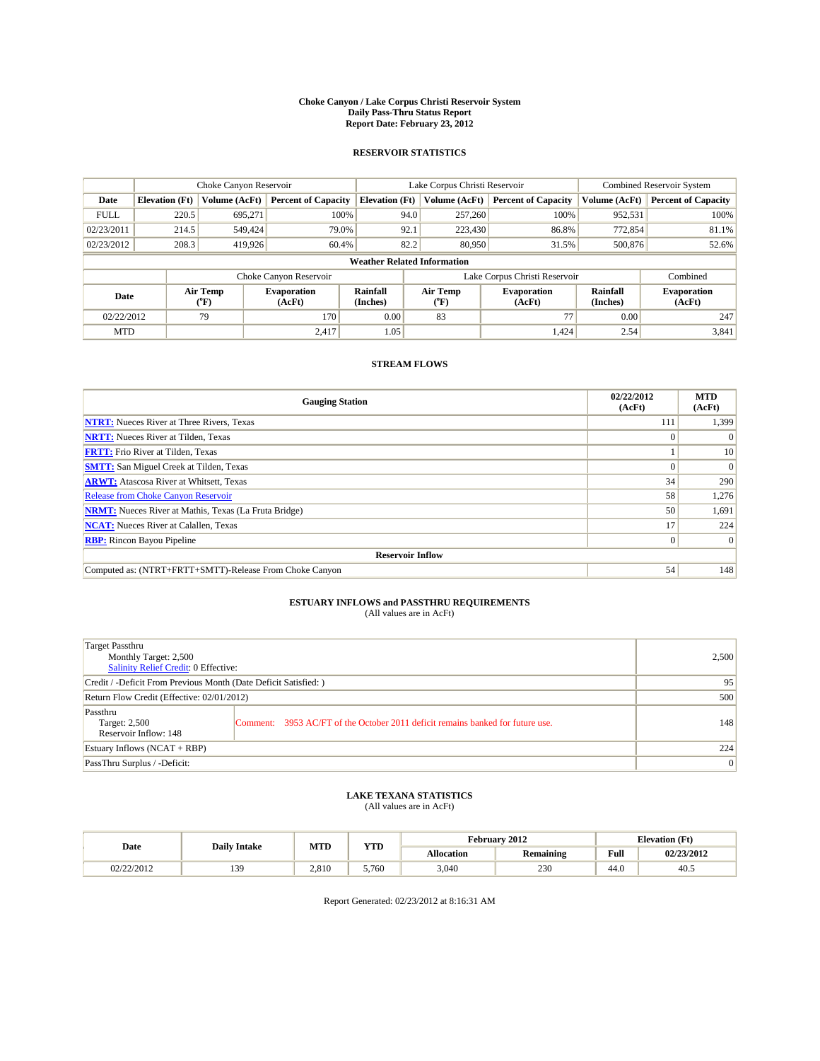# Choke Canyon / Lake Corpus Christi Reservoir System
## Daily Pass-Thru Status Report
### Report Date: February 23, 2012

## RESERVOIR STATISTICS

| | Choke Canyon Reservoir | | | Lake Corpus Christi Reservoir | | | Combined Reservoir System | |
|---|---|---|---|---|---|---|---|---|
| Date | Elevation (Ft) | Volume (AcFt) | Percent of Capacity | Elevation (Ft) | Volume (AcFt) | Percent of Capacity | Volume (AcFt) | Percent of Capacity |
| FULL | 220.5 | 695,271 | 100% | 94.0 | 257,260 | 100% | 952,531 | 100% |
| 02/23/2011 | 214.5 | 549,424 | 79.0% | 92.1 | 223,430 | 86.8% | 772,854 | 81.1% |
| 02/23/2012 | 208.3 | 419,926 | 60.4% | 82.2 | 80,950 | 31.5% | 500,876 | 52.6% |

**Weather Related Information**

| | Choke Canyon Reservoir | | | Lake Corpus Christi Reservoir | | | Combined |
|---|---|---|---|---|---|---|---|
| Date | Air Temp (°F) | Evaporation (AcFt) | Rainfall (Inches) | Air Temp (°F) | Evaporation (AcFt) | Rainfall (Inches) | Evaporation (AcFt) |
| 02/22/2012 | 79 | 170 | 0.00 | 83 | 77 | 0.00 | 247 |
| MTD | | 2,417 | 1.05 | | 1,424 | 2.54 | 3,841 |

## STREAM FLOWS

| Gauging Station | 02/22/2012 (AcFt) | MTD (AcFt) |
|---|---|---|
| **NTRT:** Nueces River at Three Rivers, Texas | 111 | 1,399 |
| **NRTT:** Nueces River at Tilden, Texas | 0 | 0 |
| **FRTT:** Frio River at Tilden, Texas | 1 | 10 |
| **SMTT:** San Miguel Creek at Tilden, Texas | 0 | 0 |
| **ARWT:** Atascosa River at Whitsett, Texas | 34 | 290 |
| Release from Choke Canyon Reservoir | 58 | 1,276 |
| **NRMT:** Nueces River at Mathis, Texas (La Fruta Bridge) | 50 | 1,691 |
| **NCAT:** Nueces River at Calallen, Texas | 17 | 224 |
| **RBP:** Rincon Bayou Pipeline | 0 | 0 |
| **Reservoir Inflow** | | |
| Computed as: (NTRT+FRTT+SMTT)-Release From Choke Canyon | 54 | 148 |

## ESTUARY INFLOWS and PASSTHRU REQUIREMENTS

(All values are in AcFt)

| | | |
|---|---|---|
| Target Passthru<br>Monthly Target: 2,500<br>Salinity Relief Credit: 0 Effective: | | 2,500 |
| Credit / -Deficit From Previous Month (Date Deficit Satisfied: ) | | 95 |
| Return Flow Credit (Effective: 02/01/2012) | | 500 |
| Passthru<br>Target: 2,500<br>Reservoir Inflow: 148 | Comment: 3953 AC/FT of the October 2011 deficit remains banked for future use. | 148 |
| Estuary Inflows (NCAT + RBP) | | 224 |
| PassThru Surplus / -Deficit: | | 0 |

## LAKE TEXANA STATISTICS

(All values are in AcFt)

| Date | Daily Intake | MTD | YTD | February 2012 | | Elevation (Ft) | |
|---|---|---|---|---|---|---|---|
| | | | | Allocation | Remaining | Full | 02/23/2012 |
| 02/22/2012 | 139 | 2,810 | 5,760 | 3,040 | 230 | 44.0 | 40.5 |

Report Generated: 02/23/2012 at 8:16:31 AM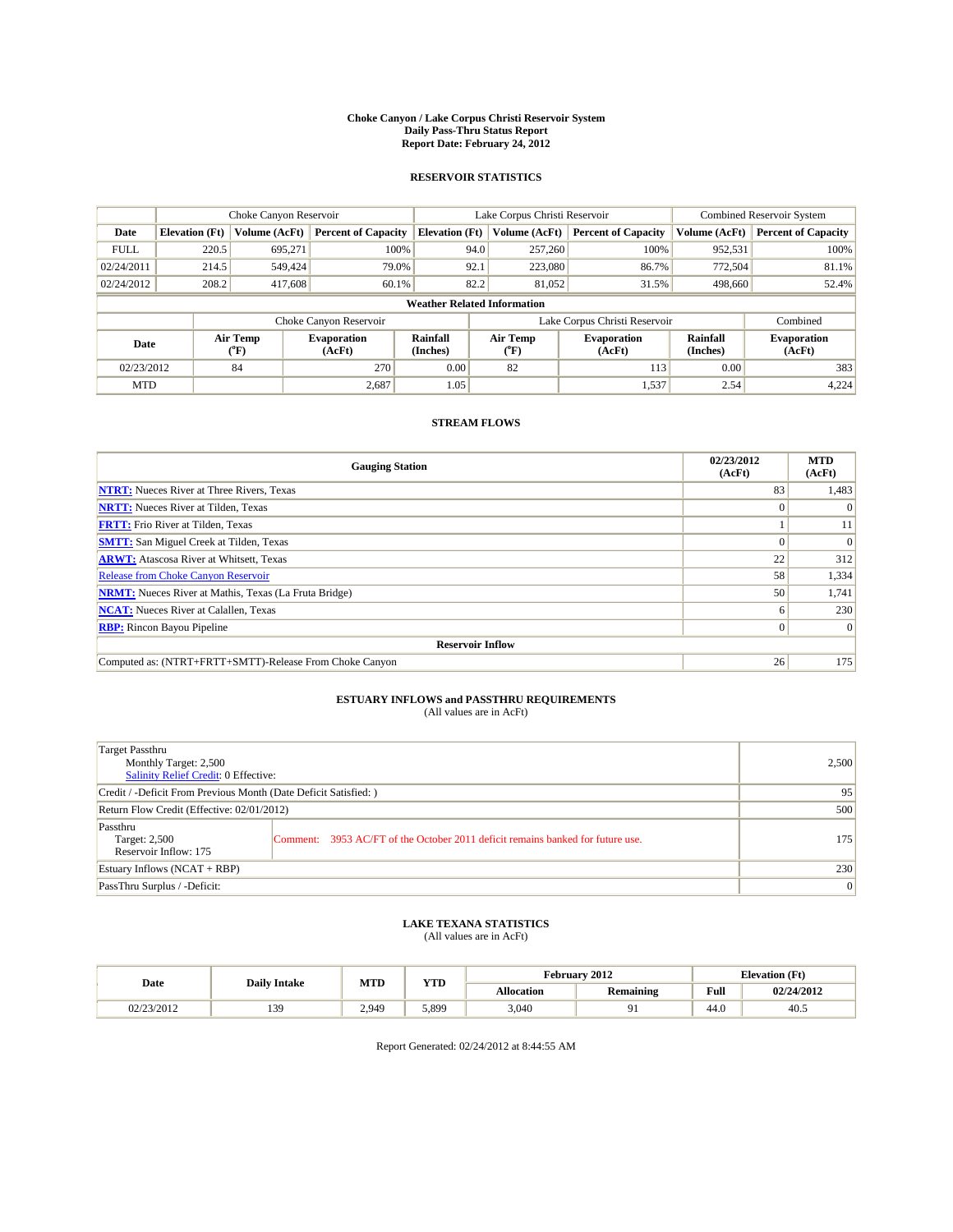**Choke Canyon / Lake Corpus Christi Reservoir System**
**Daily Pass-Thru Status Report**
**Report Date: February 24, 2012**

### RESERVOIR STATISTICS

| | Choke Canyon Reservoir | | | Lake Corpus Christi Reservoir | | | Combined Reservoir System | |
|---|---|---|---|---|---|---|---|---|
| Date | Elevation (Ft) | Volume (AcFt) | Percent of Capacity | Elevation (Ft) | Volume (AcFt) | Percent of Capacity | Volume (AcFt) | Percent of Capacity |
| FULL | 220.5 | 695,271 | 100% | 94.0 | 257,260 | 100% | 952,531 | 100% |
| 02/24/2011 | 214.5 | 549,424 | 79.0% | 92.1 | 223,080 | 86.7% | 772,504 | 81.1% |
| 02/24/2012 | 208.2 | 417,608 | 60.1% | 82.2 | 81,052 | 31.5% | 498,660 | 52.4% |

**Weather Related Information**

| | Choke Canyon Reservoir | | | Lake Corpus Christi Reservoir | | | Combined |
|---|---|---|---|---|---|---|---|
| Date | Air Temp (°F) | Evaporation (AcFt) | Rainfall (Inches) | Air Temp (°F) | Evaporation (AcFt) | Rainfall (Inches) | Evaporation (AcFt) |
| 02/23/2012 | 84 | 270 | 0.00 | 82 | 113 | 0.00 | 383 |
| MTD | | 2,687 | 1.05 | | 1,537 | 2.54 | 4,224 |

### STREAM FLOWS

| Gauging Station | 02/23/2012 (AcFt) | MTD (AcFt) |
|---|---|---|
| NTRT: Nueces River at Three Rivers, Texas | 83 | 1,483 |
| NRTT: Nueces River at Tilden, Texas | 0 | 0 |
| FRTT: Frio River at Tilden, Texas | 1 | 11 |
| SMTT: San Miguel Creek at Tilden, Texas | 0 | 0 |
| ARWT: Atascosa River at Whitsett, Texas | 22 | 312 |
| Release from Choke Canyon Reservoir | 58 | 1,334 |
| NRMT: Nueces River at Mathis, Texas (La Fruta Bridge) | 50 | 1,741 |
| NCAT: Nueces River at Calallen, Texas | 6 | 230 |
| RBP: Rincon Bayou Pipeline | 0 | 0 |
| **Reservoir Inflow** | | |
| Computed as: (NTRT+FRTT+SMTT)-Release From Choke Canyon | 26 | 175 |

### ESTUARY INFLOWS and PASSTHRU REQUIREMENTS
(All values are in AcFt)

| | | |
|---|---|---|
| Target Passthru<br>Monthly Target: 2,500<br>Salinity Relief Credit: 0 Effective: | | 2,500 |
| Credit / -Deficit From Previous Month (Date Deficit Satisfied: ) | | 95 |
| Return Flow Credit (Effective: 02/01/2012) | | 500 |
| Passthru<br>Target: 2,500<br>Reservoir Inflow: 175 | Comment: 3953 AC/FT of the October 2011 deficit remains banked for future use. | 175 |
| Estuary Inflows (NCAT + RBP) | | 230 |
| PassThru Surplus / -Deficit: | | 0 |

### LAKE TEXANA STATISTICS
(All values are in AcFt)

| Date | Daily Intake | MTD | YTD | February 2012 | | Elevation (Ft) | |
|---|---|---|---|---|---|---|---|
| | | | | Allocation | Remaining | Full | 02/24/2012 |
| 02/23/2012 | 139 | 2,949 | 5,899 | 3,040 | 91 | 44.0 | 40.5 |

Report Generated: 02/24/2012 at 8:44:55 AM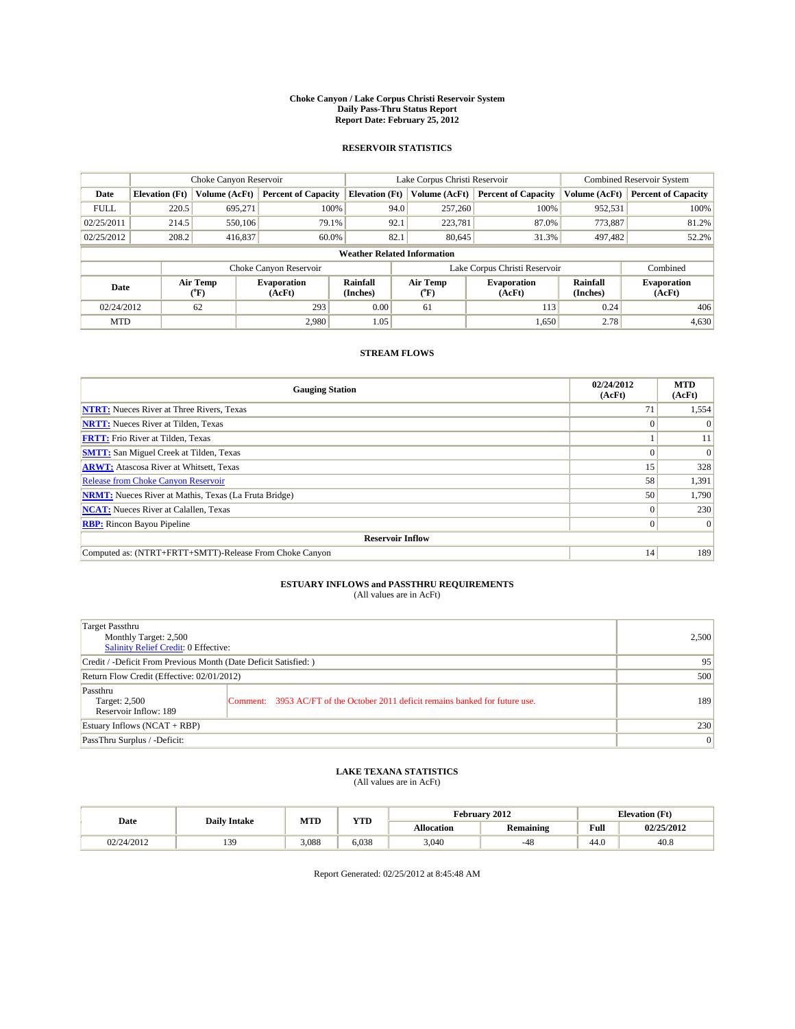**Choke Canyon / Lake Corpus Christi Reservoir System**
**Daily Pass-Thru Status Report**
**Report Date: February 25, 2012**

## RESERVOIR STATISTICS

| | Choke Canyon Reservoir | | | Lake Corpus Christi Reservoir | | | Combined Reservoir System | |
|---|---|---|---|---|---|---|---|---|
| Date | Elevation (Ft) | Volume (AcFt) | Percent of Capacity | Elevation (Ft) | Volume (AcFt) | Percent of Capacity | Volume (AcFt) | Percent of Capacity |
| FULL | 220.5 | 695,271 | 100% | 94.0 | 257,260 | 100% | 952,531 | 100% |
| 02/25/2011 | 214.5 | 550,106 | 79.1% | 92.1 | 223,781 | 87.0% | 773,887 | 81.2% |
| 02/25/2012 | 208.2 | 416,837 | 60.0% | 82.1 | 80,645 | 31.3% | 497,482 | 52.2% |

**Weather Related Information**

| | Choke Canyon Reservoir | | | Lake Corpus Christi Reservoir | | | Combined |
|---|---|---|---|---|---|---|---|
| Date | Air Temp (°F) | Evaporation (AcFt) | Rainfall (Inches) | Air Temp (°F) | Evaporation (AcFt) | Rainfall (Inches) | Evaporation (AcFt) |
| 02/24/2012 | 62 | 293 | 0.00 | 61 | 113 | 0.24 | 406 |
| MTD | | 2,980 | 1.05 | | 1,650 | 2.78 | 4,630 |

## STREAM FLOWS

| Gauging Station | 02/24/2012 (AcFt) | MTD (AcFt) |
|---|---|---|
| **NTRT:** Nueces River at Three Rivers, Texas | 71 | 1,554 |
| **NRTT:** Nueces River at Tilden, Texas | 0 | 0 |
| **FRTT:** Frio River at Tilden, Texas | 1 | 11 |
| **SMTT:** San Miguel Creek at Tilden, Texas | 0 | 0 |
| **ARWT:** Atascosa River at Whitsett, Texas | 15 | 328 |
| Release from Choke Canyon Reservoir | 58 | 1,391 |
| **NRMT:** Nueces River at Mathis, Texas (La Fruta Bridge) | 50 | 1,790 |
| **NCAT:** Nueces River at Calallen, Texas | 0 | 230 |
| **RBP:** Rincon Bayou Pipeline | 0 | 0 |
| **Reservoir Inflow** | | |
| Computed as: (NTRT+FRTT+SMTT)-Release From Choke Canyon | 14 | 189 |

## ESTUARY INFLOWS and PASSTHRU REQUIREMENTS

(All values are in AcFt)

| | | |
|---|---|---|
| Target Passthru<br>Monthly Target: 2,500<br>Salinity Relief Credit: 0 Effective: | | 2,500 |
| Credit / -Deficit From Previous Month (Date Deficit Satisfied: ) | | 95 |
| Return Flow Credit (Effective: 02/01/2012) | | 500 |
| Passthru<br>Target: 2,500<br>Reservoir Inflow: 189 | Comment: 3953 AC/FT of the October 2011 deficit remains banked for future use. | 189 |
| Estuary Inflows (NCAT + RBP) | | 230 |
| PassThru Surplus / -Deficit: | | 0 |

## LAKE TEXANA STATISTICS

(All values are in AcFt)

| Date | Daily Intake | MTD | YTD | February 2012 | | Elevation (Ft) | |
|---|---|---|---|---|---|---|---|
| | | | | Allocation | Remaining | Full | 02/25/2012 |
| 02/24/2012 | 139 | 3,088 | 6,038 | 3,040 | -48 | 44.0 | 40.8 |

Report Generated: 02/25/2012 at 8:45:48 AM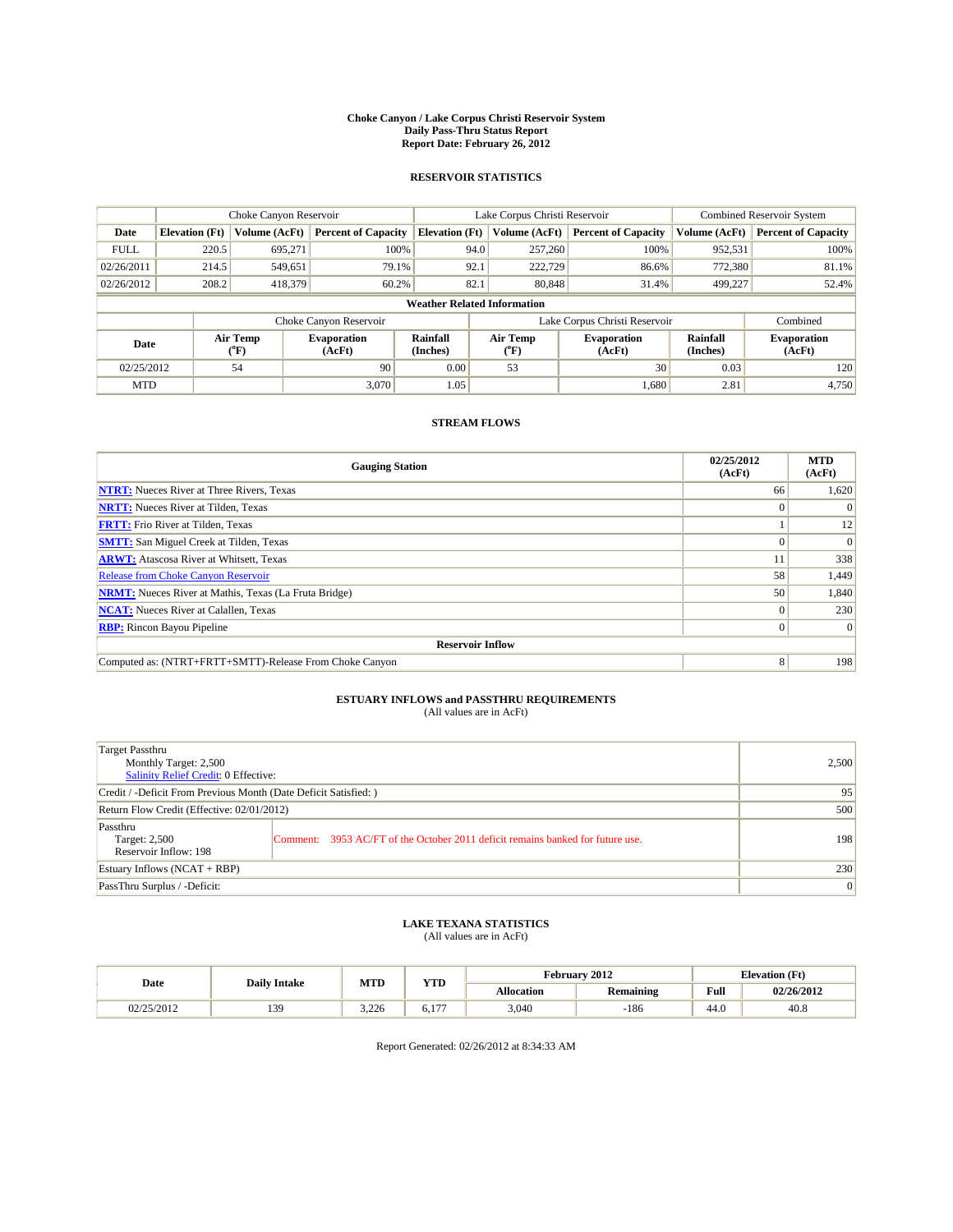# Choke Canyon / Lake Corpus Christi Reservoir System
## Daily Pass-Thru Status Report
## Report Date: February 26, 2012

### RESERVOIR STATISTICS

| | Choke Canyon Reservoir | | | Lake Corpus Christi Reservoir | | | Combined Reservoir System | |
|---|---|---|---|---|---|---|---|---|
| Date | Elevation (Ft) | Volume (AcFt) | Percent of Capacity | Elevation (Ft) | Volume (AcFt) | Percent of Capacity | Volume (AcFt) | Percent of Capacity |
| FULL | 220.5 | 695,271 | 100% | 94.0 | 257,260 | 100% | 952,531 | 100% |
| 02/26/2011 | 214.5 | 549,651 | 79.1% | 92.1 | 222,729 | 86.6% | 772,380 | 81.1% |
| 02/26/2012 | 208.2 | 418,379 | 60.2% | 82.1 | 80,848 | 31.4% | 499,227 | 52.4% |

**Weather Related Information**

| | Choke Canyon Reservoir | | | Lake Corpus Christi Reservoir | | | Combined |
|---|---|---|---|---|---|---|---|
| Date | Air Temp (°F) | Evaporation (AcFt) | Rainfall (Inches) | Air Temp (°F) | Evaporation (AcFt) | Rainfall (Inches) | Evaporation (AcFt) |
| 02/25/2012 | 54 | 90 | 0.00 | 53 | 30 | 0.03 | 120 |
| MTD | | 3,070 | 1.05 | | 1,680 | 2.81 | 4,750 |

### STREAM FLOWS

| Gauging Station | 02/25/2012 (AcFt) | MTD (AcFt) |
|---|---|---|
| NTRT: Nueces River at Three Rivers, Texas | 66 | 1,620 |
| NRTT: Nueces River at Tilden, Texas | 0 | 0 |
| FRTT: Frio River at Tilden, Texas | 1 | 12 |
| SMTT: San Miguel Creek at Tilden, Texas | 0 | 0 |
| ARWT: Atascosa River at Whitsett, Texas | 11 | 338 |
| Release from Choke Canyon Reservoir | 58 | 1,449 |
| NRMT: Nueces River at Mathis, Texas (La Fruta Bridge) | 50 | 1,840 |
| NCAT: Nueces River at Calallen, Texas | 0 | 230 |
| RBP: Rincon Bayou Pipeline | 0 | 0 |
| **Reservoir Inflow** | | |
| Computed as: (NTRT+FRTT+SMTT)-Release From Choke Canyon | 8 | 198 |

### ESTUARY INFLOWS and PASSTHRU REQUIREMENTS
(All values are in AcFt)

| | | |
|---|---|---|
| Target Passthru<br>Monthly Target: 2,500<br>Salinity Relief Credit: 0 Effective: | | 2,500 |
| Credit / -Deficit From Previous Month (Date Deficit Satisfied: ) | | 95 |
| Return Flow Credit (Effective: 02/01/2012) | | 500 |
| Passthru<br>Target: 2,500<br>Reservoir Inflow: 198 | Comment: 3953 AC/FT of the October 2011 deficit remains banked for future use. | 198 |
| Estuary Inflows (NCAT + RBP) | | 230 |
| PassThru Surplus / -Deficit: | | 0 |

### LAKE TEXANA STATISTICS
(All values are in AcFt)

| Date | Daily Intake | MTD | YTD | February 2012 | | Elevation (Ft) | |
|---|---|---|---|---|---|---|---|
| | | | | Allocation | Remaining | Full | 02/26/2012 |
| 02/25/2012 | 139 | 3,226 | 6,177 | 3,040 | -186 | 44.0 | 40.8 |

Report Generated: 02/26/2012 at 8:34:33 AM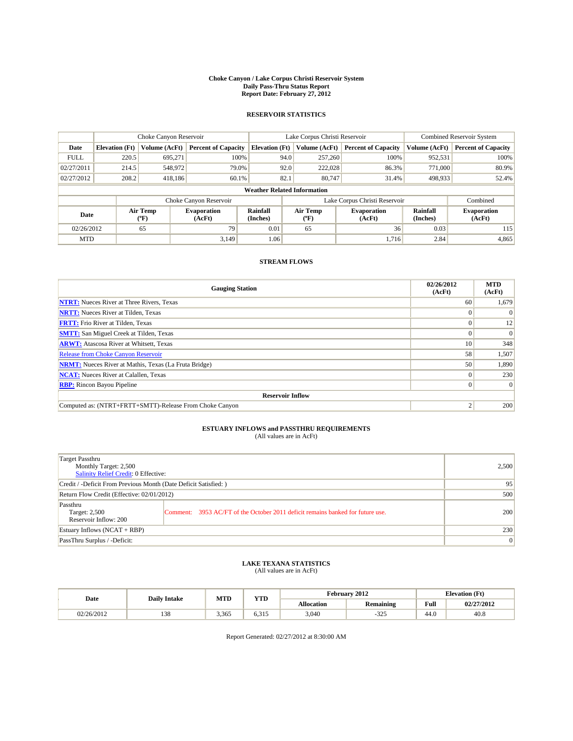**Choke Canyon / Lake Corpus Christi Reservoir System**
**Daily Pass-Thru Status Report**
**Report Date: February 27, 2012**

### RESERVOIR STATISTICS

| | Choke Canyon Reservoir | | | Lake Corpus Christi Reservoir | | | Combined Reservoir System | |
|---|---|---|---|---|---|---|---|---|
| Date | Elevation (Ft) | Volume (AcFt) | Percent of Capacity | Elevation (Ft) | Volume (AcFt) | Percent of Capacity | Volume (AcFt) | Percent of Capacity |
| FULL | 220.5 | 695,271 | 100% | 94.0 | 257,260 | 100% | 952,531 | 100% |
| 02/27/2011 | 214.5 | 548,972 | 79.0% | 92.0 | 222,028 | 86.3% | 771,000 | 80.9% |
| 02/27/2012 | 208.2 | 418,186 | 60.1% | 82.1 | 80,747 | 31.4% | 498,933 | 52.4% |

**Weather Related Information**

| | Choke Canyon Reservoir | | | Lake Corpus Christi Reservoir | | | Combined |
|---|---|---|---|---|---|---|---|
| Date | Air Temp (°F) | Evaporation (AcFt) | Rainfall (Inches) | Air Temp (°F) | Evaporation (AcFt) | Rainfall (Inches) | Evaporation (AcFt) |
| 02/26/2012 | 65 | 79 | 0.01 | 65 | 36 | 0.03 | 115 |
| MTD | | 3,149 | 1.06 | | 1,716 | 2.84 | 4,865 |

### STREAM FLOWS

| Gauging Station | 02/26/2012 (AcFt) | MTD (AcFt) |
|---|---|---|
| NTRT: Nueces River at Three Rivers, Texas | 60 | 1,679 |
| NRTT: Nueces River at Tilden, Texas | 0 | 0 |
| FRTT: Frio River at Tilden, Texas | 0 | 12 |
| SMTT: San Miguel Creek at Tilden, Texas | 0 | 0 |
| ARWT: Atascosa River at Whitsett, Texas | 10 | 348 |
| Release from Choke Canyon Reservoir | 58 | 1,507 |
| NRMT: Nueces River at Mathis, Texas (La Fruta Bridge) | 50 | 1,890 |
| NCAT: Nueces River at Calallen, Texas | 0 | 230 |
| RBP: Rincon Bayou Pipeline | 0 | 0 |
| **Reservoir Inflow** | | |
| Computed as: (NTRT+FRTT+SMTT)-Release From Choke Canyon | 2 | 200 |

### ESTUARY INFLOWS and PASSTHRU REQUIREMENTS
(All values are in AcFt)

| | | |
|---|---|---|
| Target Passthru<br>Monthly Target: 2,500<br>Salinity Relief Credit: 0 Effective: | | 2,500 |
| Credit / -Deficit From Previous Month (Date Deficit Satisfied: ) | | 95 |
| Return Flow Credit (Effective: 02/01/2012) | | 500 |
| Passthru<br>Target: 2,500<br>Reservoir Inflow: 200 | Comment: 3953 AC/FT of the October 2011 deficit remains banked for future use. | 200 |
| Estuary Inflows (NCAT + RBP) | | 230 |
| PassThru Surplus / -Deficit: | | 0 |

### LAKE TEXANA STATISTICS
(All values are in AcFt)

| Date | Daily Intake | MTD | YTD | February 2012 | | Elevation (Ft) | |
|---|---|---|---|---|---|---|---|
| | | | | Allocation | Remaining | Full | 02/27/2012 |
| 02/26/2012 | 138 | 3,365 | 6,315 | 3,040 | -325 | 44.0 | 40.8 |

Report Generated: 02/27/2012 at 8:30:00 AM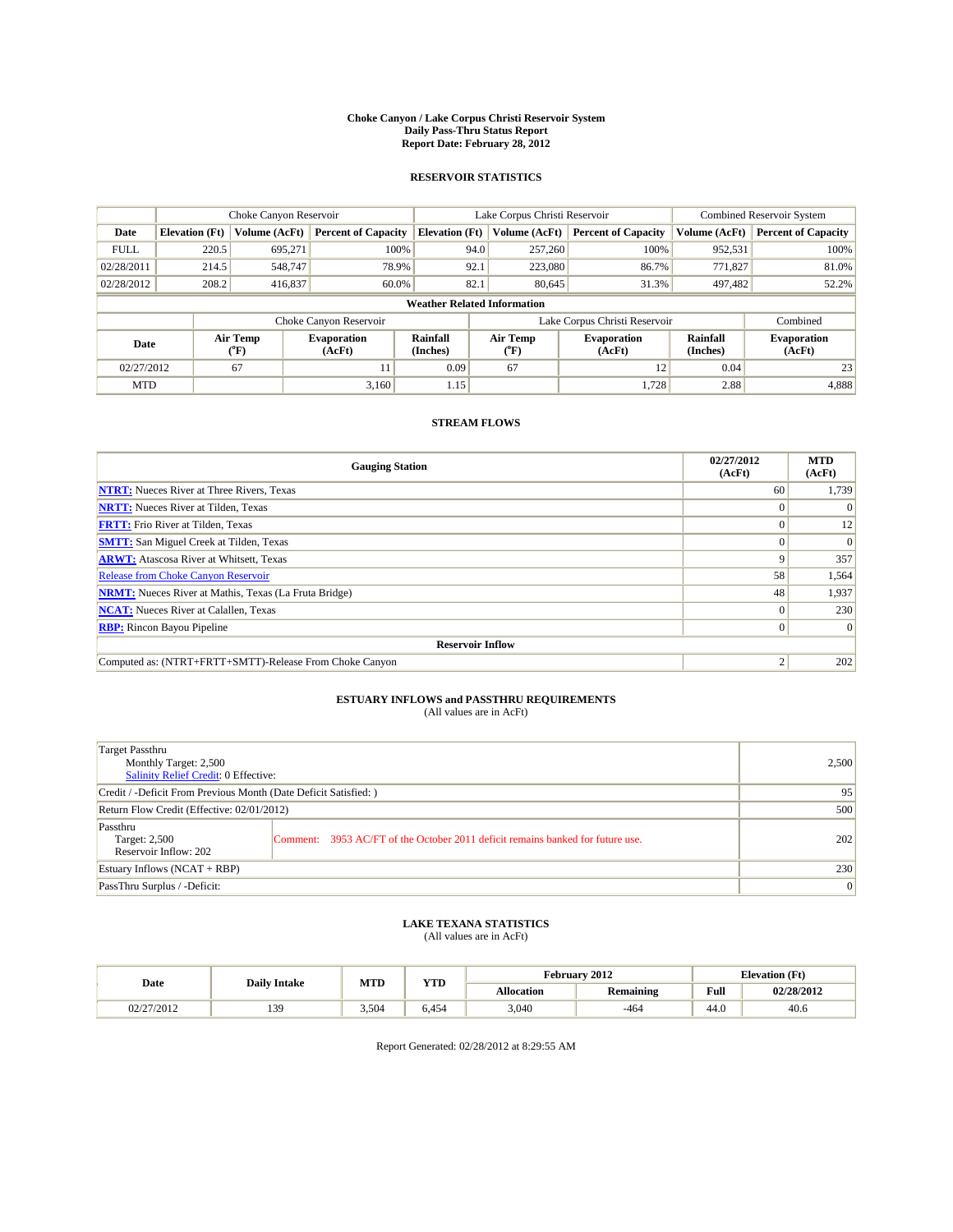# Choke Canyon / Lake Corpus Christi Reservoir System
## Daily Pass-Thru Status Report
## Report Date: February 28, 2012

### RESERVOIR STATISTICS

| | Choke Canyon Reservoir | | | Lake Corpus Christi Reservoir | | | Combined Reservoir System | |
|---|---|---|---|---|---|---|---|---|
| Date | Elevation (Ft) | Volume (AcFt) | Percent of Capacity | Elevation (Ft) | Volume (AcFt) | Percent of Capacity | Volume (AcFt) | Percent of Capacity |
| FULL | 220.5 | 695,271 | 100% | 94.0 | 257,260 | 100% | 952,531 | 100% |
| 02/28/2011 | 214.5 | 548,747 | 78.9% | 92.1 | 223,080 | 86.7% | 771,827 | 81.0% |
| 02/28/2012 | 208.2 | 416,837 | 60.0% | 82.1 | 80,645 | 31.3% | 497,482 | 52.2% |

**Weather Related Information**

| | Choke Canyon Reservoir | | | Lake Corpus Christi Reservoir | | | Combined |
|---|---|---|---|---|---|---|---|
| Date | Air Temp (°F) | Evaporation (AcFt) | Rainfall (Inches) | Air Temp (°F) | Evaporation (AcFt) | Rainfall (Inches) | Evaporation (AcFt) |
| 02/27/2012 | 67 | 11 | 0.09 | 67 | 12 | 0.04 | 23 |
| MTD | | 3,160 | 1.15 | | 1,728 | 2.88 | 4,888 |

### STREAM FLOWS

| Gauging Station | 02/27/2012 (AcFt) | MTD (AcFt) |
|---|---|---|
| NTRT: Nueces River at Three Rivers, Texas | 60 | 1,739 |
| NRTT: Nueces River at Tilden, Texas | 0 | 0 |
| FRTT: Frio River at Tilden, Texas | 0 | 12 |
| SMTT: San Miguel Creek at Tilden, Texas | 0 | 0 |
| ARWT: Atascosa River at Whitsett, Texas | 9 | 357 |
| Release from Choke Canyon Reservoir | 58 | 1,564 |
| NRMT: Nueces River at Mathis, Texas (La Fruta Bridge) | 48 | 1,937 |
| NCAT: Nueces River at Calallen, Texas | 0 | 230 |
| RBP: Rincon Bayou Pipeline | 0 | 0 |
| **Reservoir Inflow** | | |
| Computed as: (NTRT+FRTT+SMTT)-Release From Choke Canyon | 2 | 202 |

### ESTUARY INFLOWS and PASSTHRU REQUIREMENTS
(All values are in AcFt)

| | | |
|---|---|---|
| Target Passthru<br>Monthly Target: 2,500<br>Salinity Relief Credit: 0 Effective: | | 2,500 |
| Credit / -Deficit From Previous Month (Date Deficit Satisfied: ) | | 95 |
| Return Flow Credit (Effective: 02/01/2012) | | 500 |
| Passthru<br>Target: 2,500<br>Reservoir Inflow: 202 | Comment: 3953 AC/FT of the October 2011 deficit remains banked for future use. | 202 |
| Estuary Inflows (NCAT + RBP) | | 230 |
| PassThru Surplus / -Deficit: | | 0 |

### LAKE TEXANA STATISTICS
(All values are in AcFt)

| Date | Daily Intake | MTD | YTD | February 2012 | | Elevation (Ft) | |
|---|---|---|---|---|---|---|---|
| | | | | Allocation | Remaining | Full | 02/28/2012 |
| 02/27/2012 | 139 | 3,504 | 6,454 | 3,040 | -464 | 44.0 | 40.6 |

Report Generated: 02/28/2012 at 8:29:55 AM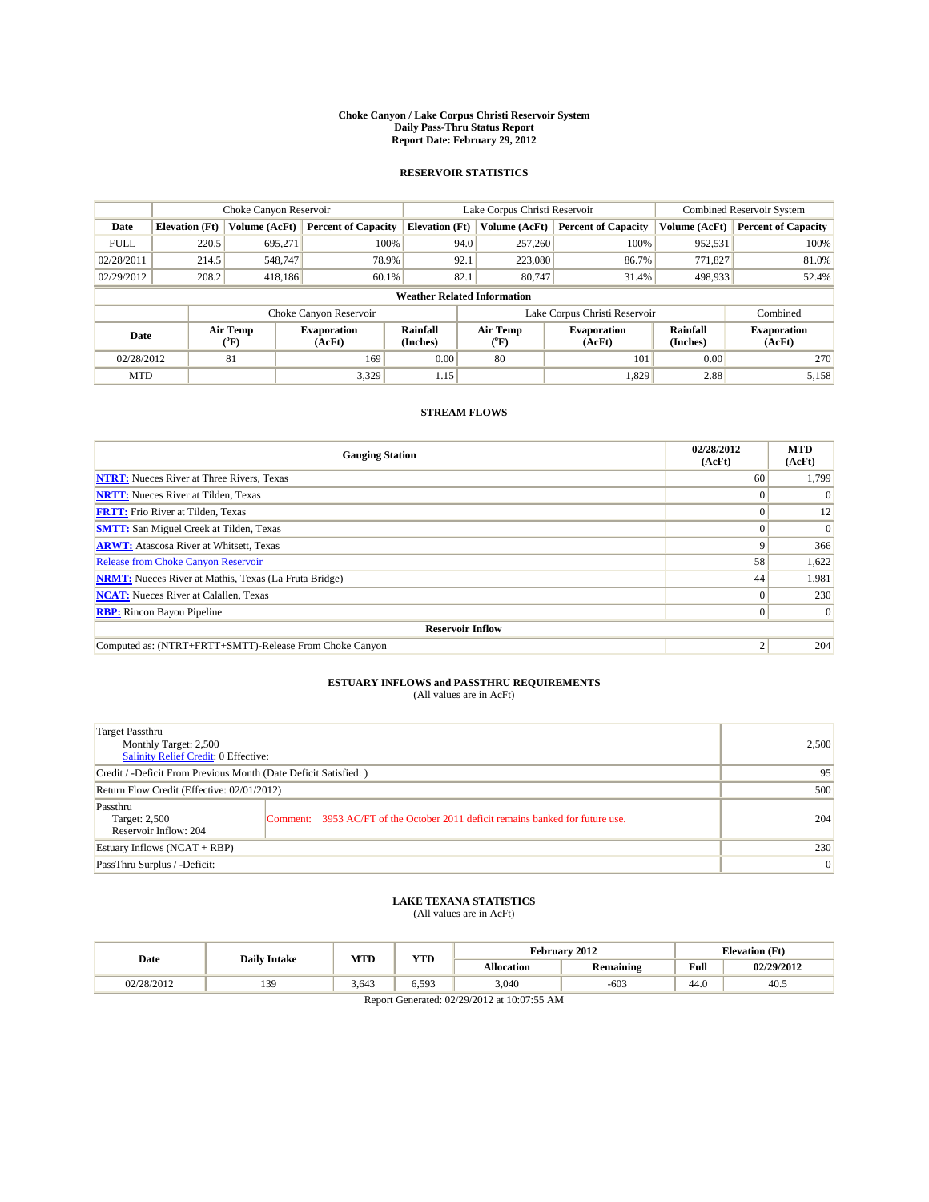# Choke Canyon / Lake Corpus Christi Reservoir System
## Daily Pass-Thru Status Report
## Report Date: February 29, 2012

### RESERVOIR STATISTICS

| | Choke Canyon Reservoir | | | Lake Corpus Christi Reservoir | | | Combined Reservoir System | |
|---|---|---|---|---|---|---|---|---|
| Date | Elevation (Ft) | Volume (AcFt) | Percent of Capacity | Elevation (Ft) | Volume (AcFt) | Percent of Capacity | Volume (AcFt) | Percent of Capacity |
| FULL | 220.5 | 695,271 | 100% | 94.0 | 257,260 | 100% | 952,531 | 100% |
| 02/28/2011 | 214.5 | 548,747 | 78.9% | 92.1 | 223,080 | 86.7% | 771,827 | 81.0% |
| 02/29/2012 | 208.2 | 418,186 | 60.1% | 82.1 | 80,747 | 31.4% | 498,933 | 52.4% |

**Weather Related Information**

| | Choke Canyon Reservoir | | | Lake Corpus Christi Reservoir | | | Combined |
|---|---|---|---|---|---|---|---|
| Date | Air Temp (°F) | Evaporation (AcFt) | Rainfall (Inches) | Air Temp (°F) | Evaporation (AcFt) | Rainfall (Inches) | Evaporation (AcFt) |
| 02/28/2012 | 81 | 169 | 0.00 | 80 | 101 | 0.00 | 270 |
| MTD | | 3,329 | 1.15 | | 1,829 | 2.88 | 5,158 |

### STREAM FLOWS

| Gauging Station | 02/28/2012 (AcFt) | MTD (AcFt) |
|---|---|---|
| NTRT: Nueces River at Three Rivers, Texas | 60 | 1,799 |
| NRTT: Nueces River at Tilden, Texas | 0 | 0 |
| FRTT: Frio River at Tilden, Texas | 0 | 12 |
| SMTT: San Miguel Creek at Tilden, Texas | 0 | 0 |
| ARWT: Atascosa River at Whitsett, Texas | 9 | 366 |
| Release from Choke Canyon Reservoir | 58 | 1,622 |
| NRMT: Nueces River at Mathis, Texas (La Fruta Bridge) | 44 | 1,981 |
| NCAT: Nueces River at Calallen, Texas | 0 | 230 |
| RBP: Rincon Bayou Pipeline | 0 | 0 |
| **Reservoir Inflow** | | |
| Computed as: (NTRT+FRTT+SMTT)-Release From Choke Canyon | 2 | 204 |

### ESTUARY INFLOWS and PASSTHRU REQUIREMENTS
(All values are in AcFt)

| | | |
|---|---|---|
| Target Passthru<br>Monthly Target: 2,500<br>Salinity Relief Credit: 0 Effective: | | 2,500 |
| Credit / -Deficit From Previous Month (Date Deficit Satisfied: ) | | 95 |
| Return Flow Credit (Effective: 02/01/2012) | | 500 |
| Passthru<br>Target: 2,500<br>Reservoir Inflow: 204 | Comment: 3953 AC/FT of the October 2011 deficit remains banked for future use. | 204 |
| Estuary Inflows (NCAT + RBP) | | 230 |
| PassThru Surplus / -Deficit: | | 0 |

### LAKE TEXANA STATISTICS
(All values are in AcFt)

| Date | Daily Intake | MTD | YTD | February 2012 | | Elevation (Ft) | |
|---|---|---|---|---|---|---|---|
| | | | | Allocation | Remaining | Full | 02/29/2012 |
| 02/28/2012 | 139 | 3,643 | 6,593 | 3,040 | -603 | 44.0 | 40.5 |

Report Generated: 02/29/2012 at 10:07:55 AM